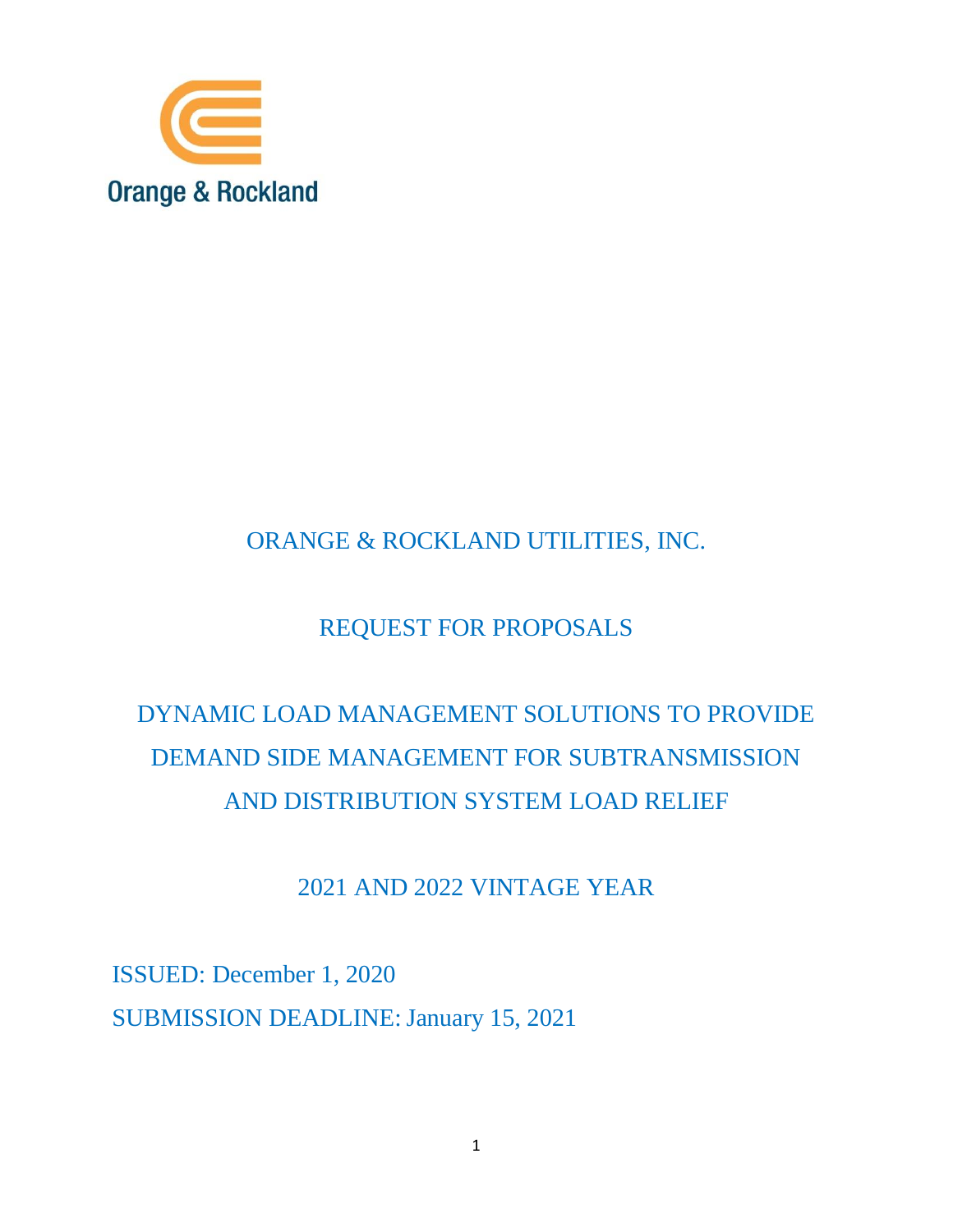Orange & Rockland

# ORANGE & ROCKLAND UTILITIES, INC.

## REQUEST FOR PROPOSALS

## DYNAMIC LOAD MANAGEMENT SOLUTIONS TO PROVIDE DEMAND SIDE MANAGEMENT FOR SUBTRANSMISSION AND DISTRIBUTION SYSTEM LOAD RELIEF

## 2021 AND 2022 VINTAGE YEAR

ISSUED: December 1, 2020

SUBMISSION DEADLINE: January 15, 2021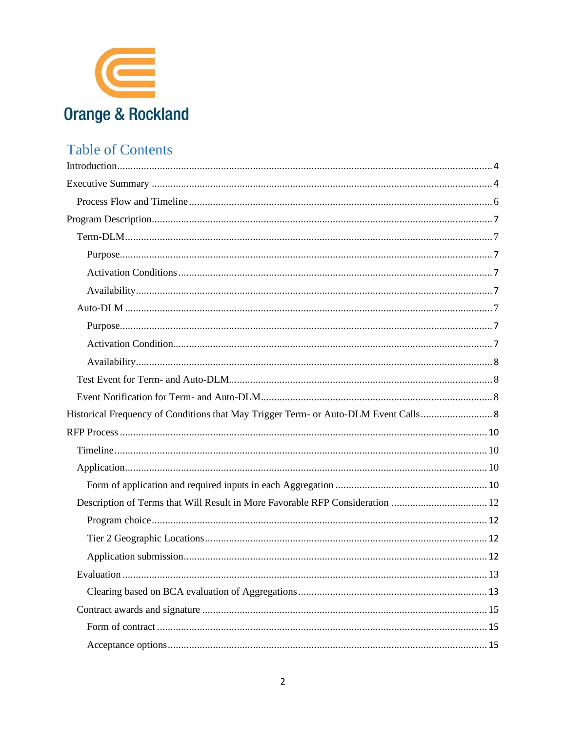Orange & Rockland

# Table of Contents

- Introduction ........ 4
- Executive Summary ........ 4
  - Process Flow and Timeline ........ 6
- Program Description ........ 7
  - Term-DLM ........ 7
    - Purpose ........ 7
    - Activation Conditions ........ 7
    - Availability ........ 7
  - Auto-DLM ........ 7
    - Purpose ........ 7
    - Activation Condition ........ 7
    - Availability ........ 8
  - Test Event for Term- and Auto-DLM ........ 8
  - Event Notification for Term- and Auto-DLM ........ 8
- Historical Frequency of Conditions that May Trigger Term- or Auto-DLM Event Calls ........ 8
- RFP Process ........ 10
  - Timeline ........ 10
  - Application ........ 10
    - Form of application and required inputs in each Aggregation ........ 10
  - Description of Terms that Will Result in More Favorable RFP Consideration ........ 12
    - Program choice ........ 12
    - Tier 2 Geographic Locations ........ 12
    - Application submission ........ 12
  - Evaluation ........ 13
    - Clearing based on BCA evaluation of Aggregations ........ 13
  - Contract awards and signature ........ 15
    - Form of contract ........ 15
    - Acceptance options ........ 15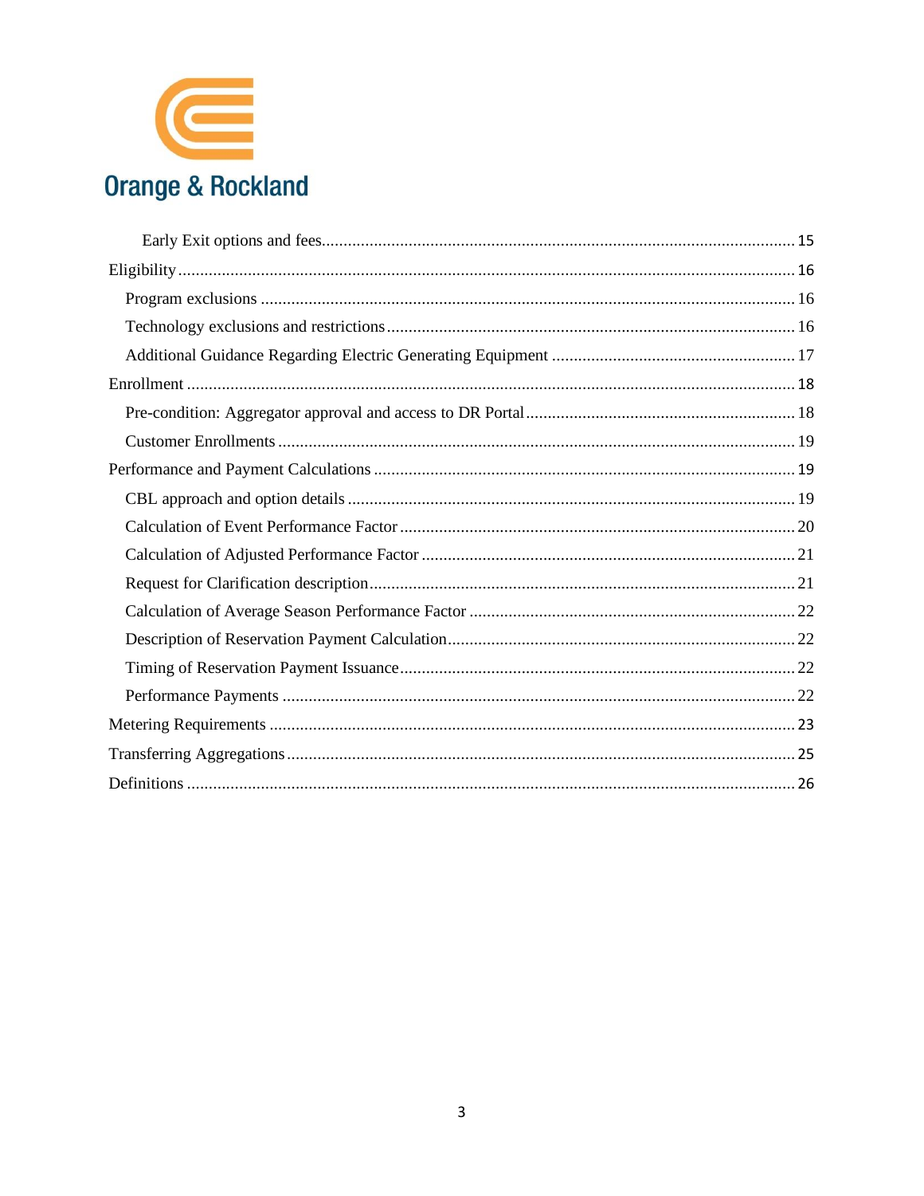Orange & Rockland

- Early Exit options and fees ........ 15
- Eligibility ........ 16
  - Program exclusions ........ 16
  - Technology exclusions and restrictions ........ 16
  - Additional Guidance Regarding Electric Generating Equipment ........ 17
- Enrollment ........ 18
  - Pre-condition: Aggregator approval and access to DR Portal ........ 18
  - Customer Enrollments ........ 19
- Performance and Payment Calculations ........ 19
  - CBL approach and option details ........ 19
  - Calculation of Event Performance Factor ........ 20
  - Calculation of Adjusted Performance Factor ........ 21
  - Request for Clarification description ........ 21
  - Calculation of Average Season Performance Factor ........ 22
  - Description of Reservation Payment Calculation ........ 22
  - Timing of Reservation Payment Issuance ........ 22
  - Performance Payments ........ 22
- Metering Requirements ........ 23
- Transferring Aggregations ........ 25
- Definitions ........ 26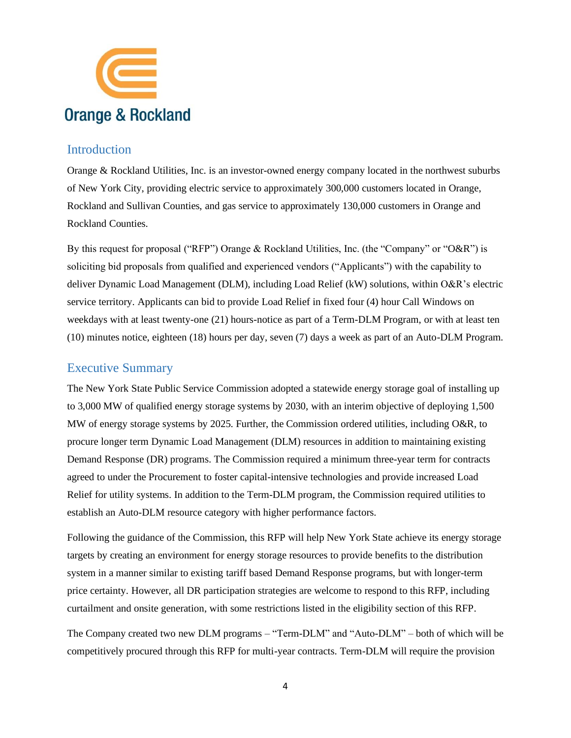Orange & Rockland

## Introduction

Orange & Rockland Utilities, Inc. is an investor-owned energy company located in the northwest suburbs of New York City, providing electric service to approximately 300,000 customers located in Orange, Rockland and Sullivan Counties, and gas service to approximately 130,000 customers in Orange and Rockland Counties.

By this request for proposal ("RFP") Orange & Rockland Utilities, Inc. (the "Company" or "O&R") is soliciting bid proposals from qualified and experienced vendors ("Applicants") with the capability to deliver Dynamic Load Management (DLM), including Load Relief (kW) solutions, within O&R's electric service territory. Applicants can bid to provide Load Relief in fixed four (4) hour Call Windows on weekdays with at least twenty-one (21) hours-notice as part of a Term-DLM Program, or with at least ten (10) minutes notice, eighteen (18) hours per day, seven (7) days a week as part of an Auto-DLM Program.

## Executive Summary

The New York State Public Service Commission adopted a statewide energy storage goal of installing up to 3,000 MW of qualified energy storage systems by 2030, with an interim objective of deploying 1,500 MW of energy storage systems by 2025. Further, the Commission ordered utilities, including O&R, to procure longer term Dynamic Load Management (DLM) resources in addition to maintaining existing Demand Response (DR) programs. The Commission required a minimum three-year term for contracts agreed to under the Procurement to foster capital-intensive technologies and provide increased Load Relief for utility systems. In addition to the Term-DLM program, the Commission required utilities to establish an Auto-DLM resource category with higher performance factors.

Following the guidance of the Commission, this RFP will help New York State achieve its energy storage targets by creating an environment for energy storage resources to provide benefits to the distribution system in a manner similar to existing tariff based Demand Response programs, but with longer-term price certainty. However, all DR participation strategies are welcome to respond to this RFP, including curtailment and onsite generation, with some restrictions listed in the eligibility section of this RFP.

The Company created two new DLM programs – "Term-DLM" and "Auto-DLM" – both of which will be competitively procured through this RFP for multi-year contracts. Term-DLM will require the provision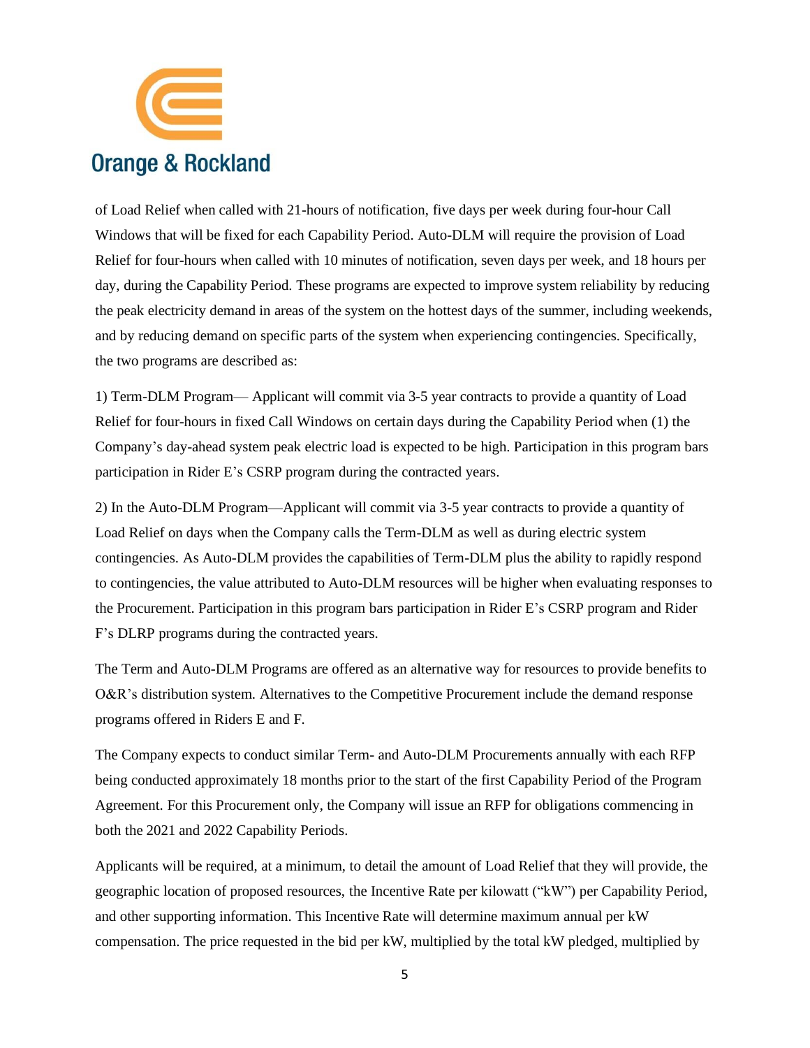of Load Relief when called with 21-hours of notification, five days per week during four-hour Call Windows that will be fixed for each Capability Period. Auto-DLM will require the provision of Load Relief for four-hours when called with 10 minutes of notification, seven days per week, and 18 hours per day, during the Capability Period. These programs are expected to improve system reliability by reducing the peak electricity demand in areas of the system on the hottest days of the summer, including weekends, and by reducing demand on specific parts of the system when experiencing contingencies. Specifically, the two programs are described as:

1) Term-DLM Program— Applicant will commit via 3-5 year contracts to provide a quantity of Load Relief for four-hours in fixed Call Windows on certain days during the Capability Period when (1) the Company's day-ahead system peak electric load is expected to be high. Participation in this program bars participation in Rider E's CSRP program during the contracted years.

2) In the Auto-DLM Program—Applicant will commit via 3-5 year contracts to provide a quantity of Load Relief on days when the Company calls the Term-DLM as well as during electric system contingencies. As Auto-DLM provides the capabilities of Term-DLM plus the ability to rapidly respond to contingencies, the value attributed to Auto-DLM resources will be higher when evaluating responses to the Procurement. Participation in this program bars participation in Rider E's CSRP program and Rider F's DLRP programs during the contracted years.

The Term and Auto-DLM Programs are offered as an alternative way for resources to provide benefits to O&R's distribution system. Alternatives to the Competitive Procurement include the demand response programs offered in Riders E and F.

The Company expects to conduct similar Term- and Auto-DLM Procurements annually with each RFP being conducted approximately 18 months prior to the start of the first Capability Period of the Program Agreement. For this Procurement only, the Company will issue an RFP for obligations commencing in both the 2021 and 2022 Capability Periods.

Applicants will be required, at a minimum, to detail the amount of Load Relief that they will provide, the geographic location of proposed resources, the Incentive Rate per kilowatt ("kW") per Capability Period, and other supporting information. This Incentive Rate will determine maximum annual per kW compensation. The price requested in the bid per kW, multiplied by the total kW pledged, multiplied by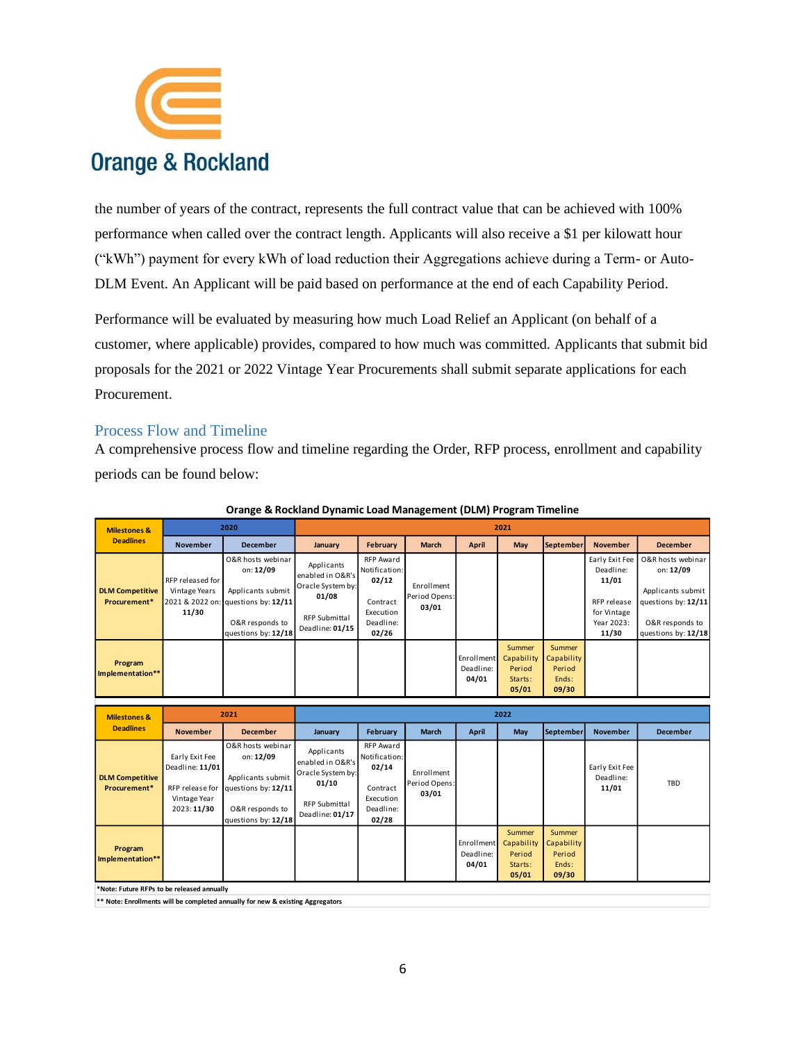the number of years of the contract, represents the full contract value that can be achieved with 100% performance when called over the contract length. Applicants will also receive a $1 per kilowatt hour ("kWh") payment for every kWh of load reduction their Aggregations achieve during a Term- or Auto-DLM Event. An Applicant will be paid based on performance at the end of each Capability Period.

Performance will be evaluated by measuring how much Load Relief an Applicant (on behalf of a customer, where applicable) provides, compared to how much was committed. Applicants that submit bid proposals for the 2021 or 2022 Vintage Year Procurements shall submit separate applications for each Procurement.

## Process Flow and Timeline

A comprehensive process flow and timeline regarding the Order, RFP process, enrollment and capability periods can be found below:

**Orange & Rockland Dynamic Load Management (DLM) Program Timeline**

| Milestones & Deadlines | 2020 | | 2021 | | | | | | | |
|---|---|---|---|---|---|---|---|---|---|---|
| | November | December | January | February | March | April | May | September | November | December |
| DLM Competitive Procurement* | RFP released for Vintage Years 2021 & 2022 on: **11/30** | O&R hosts webinar on: **12/09** Applicants submit questions by: **12/11** O&R responds to questions by: **12/18** | Applicants enabled in O&R's Oracle System by: **01/08** RFP Submittal Deadline: **01/15** | RFP Award Notification: **02/12** Contract Execution Deadline: **02/26** | Enrollment Period Opens: **03/01** | | | | Early Exit Fee Deadline: **11/01** RFP release for Vintage Year 2023: **11/30** | O&R hosts webinar on: **12/09** Applicants submit questions by: **12/11** O&R responds to questions by: **12/18** |
| Program Implementation** | | | | | | Enrollment Deadline: **04/01** | Summer Capability Period Starts: **05/01** | Summer Capability Period Ends: **09/30** | | |

| Milestones & Deadlines | 2021 | | 2022 | | | | | | | |
|---|---|---|---|---|---|---|---|---|---|---|
| | November | December | January | February | March | April | May | September | November | December |
| DLM Competitive Procurement* | Early Exit Fee Deadline: **11/01** RFP release for Vintage Year 2023: **11/30** | O&R hosts webinar on: **12/09** Applicants submit questions by: **12/11** O&R responds to questions by: **12/18** | Applicants enabled in O&R's Oracle System by: **01/10** RFP Submittal Deadline: **01/17** | RFP Award Notification: **02/14** Contract Execution Deadline: **02/28** | Enrollment Period Opens: **03/01** | | | | Early Exit Fee Deadline: **11/01** | TBD |
| Program Implementation** | | | | | | Enrollment Deadline: **04/01** | Summer Capability Period Starts: **05/01** | Summer Capability Period Ends: **09/30** | | |

*Note: Future RFPs to be released annually

** Note: Enrollments will be completed annually for new & existing Aggregators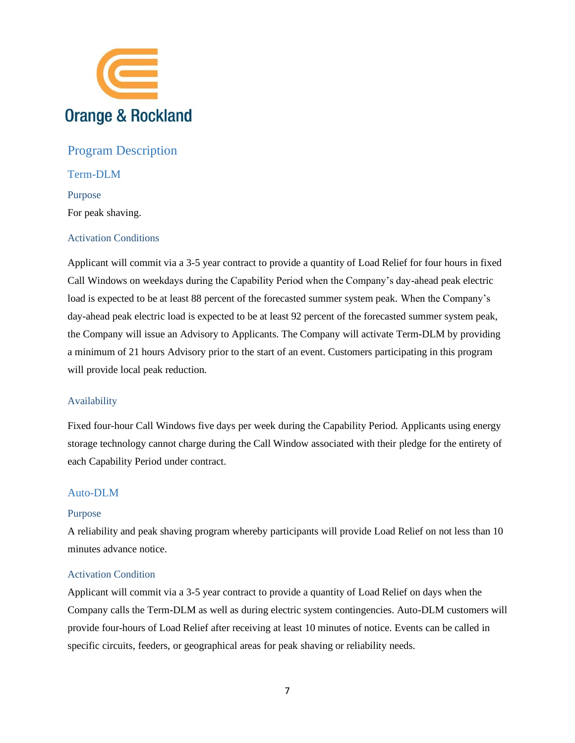Orange & Rockland

## Program Description

### Term-DLM

#### Purpose

For peak shaving.

#### Activation Conditions

Applicant will commit via a 3-5 year contract to provide a quantity of Load Relief for four hours in fixed Call Windows on weekdays during the Capability Period when the Company's day-ahead peak electric load is expected to be at least 88 percent of the forecasted summer system peak. When the Company's day-ahead peak electric load is expected to be at least 92 percent of the forecasted summer system peak, the Company will issue an Advisory to Applicants. The Company will activate Term-DLM by providing a minimum of 21 hours Advisory prior to the start of an event. Customers participating in this program will provide local peak reduction.

#### Availability

Fixed four-hour Call Windows five days per week during the Capability Period. Applicants using energy storage technology cannot charge during the Call Window associated with their pledge for the entirety of each Capability Period under contract.

### Auto-DLM

#### Purpose

A reliability and peak shaving program whereby participants will provide Load Relief on not less than 10 minutes advance notice.

#### Activation Condition

Applicant will commit via a 3-5 year contract to provide a quantity of Load Relief on days when the Company calls the Term-DLM as well as during electric system contingencies. Auto-DLM customers will provide four-hours of Load Relief after receiving at least 10 minutes of notice. Events can be called in specific circuits, feeders, or geographical areas for peak shaving or reliability needs.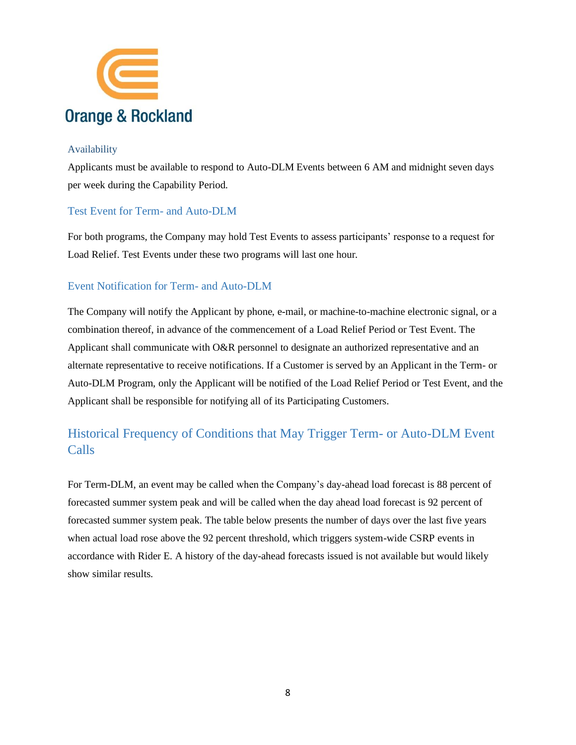### Availability

Applicants must be available to respond to Auto-DLM Events between 6 AM and midnight seven days per week during the Capability Period.

### Test Event for Term- and Auto-DLM

For both programs, the Company may hold Test Events to assess participants' response to a request for Load Relief. Test Events under these two programs will last one hour.

### Event Notification for Term- and Auto-DLM

The Company will notify the Applicant by phone, e-mail, or machine-to-machine electronic signal, or a combination thereof, in advance of the commencement of a Load Relief Period or Test Event. The Applicant shall communicate with O&R personnel to designate an authorized representative and an alternate representative to receive notifications. If a Customer is served by an Applicant in the Term- or Auto-DLM Program, only the Applicant will be notified of the Load Relief Period or Test Event, and the Applicant shall be responsible for notifying all of its Participating Customers.

## Historical Frequency of Conditions that May Trigger Term- or Auto-DLM Event Calls

For Term-DLM, an event may be called when the Company's day-ahead load forecast is 88 percent of forecasted summer system peak and will be called when the day ahead load forecast is 92 percent of forecasted summer system peak. The table below presents the number of days over the last five years when actual load rose above the 92 percent threshold, which triggers system-wide CSRP events in accordance with Rider E. A history of the day-ahead forecasts issued is not available but would likely show similar results.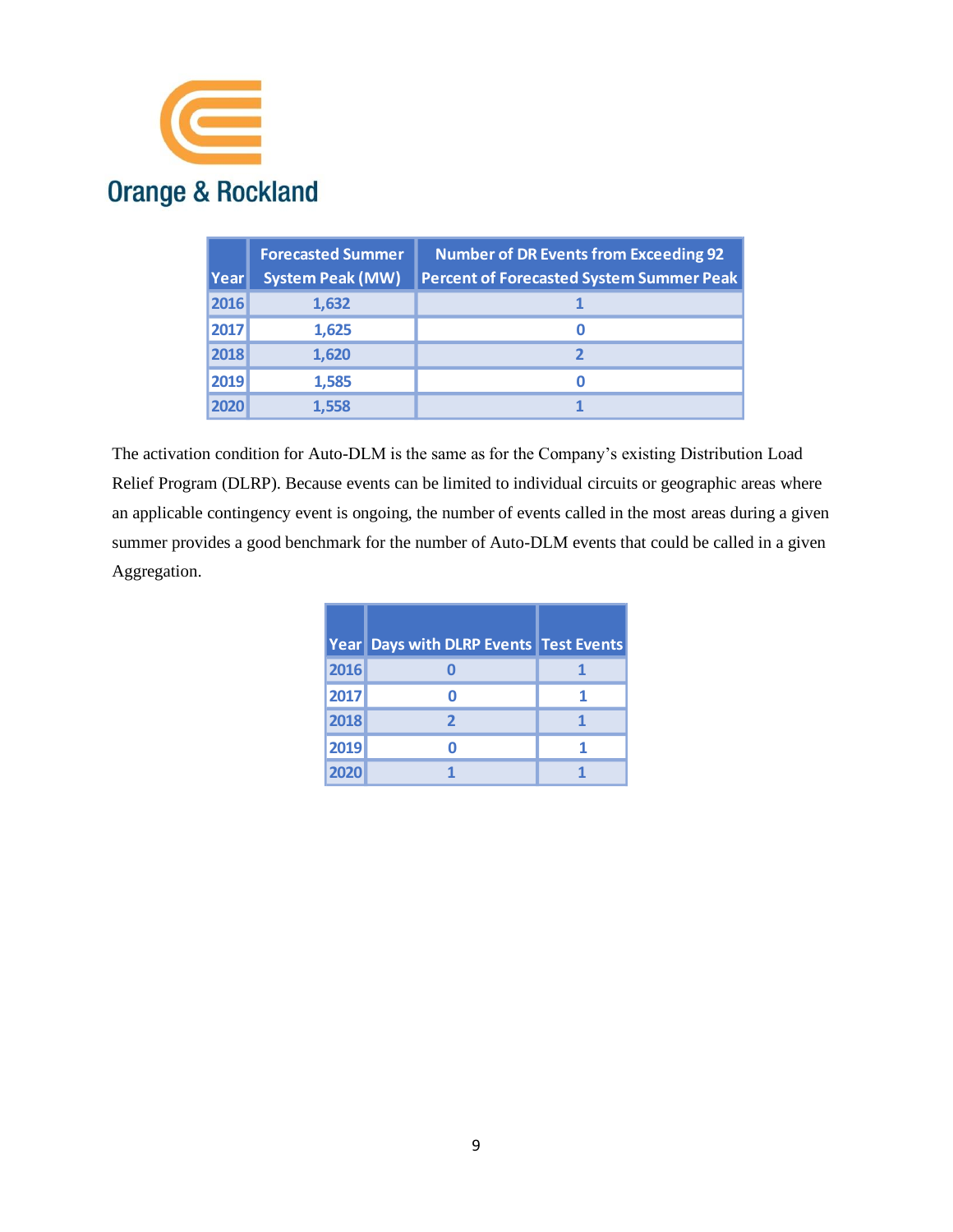| Year | Forecasted Summer System Peak (MW) | Number of DR Events from Exceeding 92 Percent of Forecasted System Summer Peak |
|---|---|---|
| 2016 | 1,632 | 1 |
| 2017 | 1,625 | 0 |
| 2018 | 1,620 | 2 |
| 2019 | 1,585 | 0 |
| 2020 | 1,558 | 1 |

The activation condition for Auto-DLM is the same as for the Company's existing Distribution Load Relief Program (DLRP). Because events can be limited to individual circuits or geographic areas where an applicable contingency event is ongoing, the number of events called in the most areas during a given summer provides a good benchmark for the number of Auto-DLM events that could be called in a given Aggregation.

| Year | Days with DLRP Events | Test Events |
|---|---|---|
| 2016 | 0 | 1 |
| 2017 | 0 | 1 |
| 2018 | 2 | 1 |
| 2019 | 0 | 1 |
| 2020 | 1 | 1 |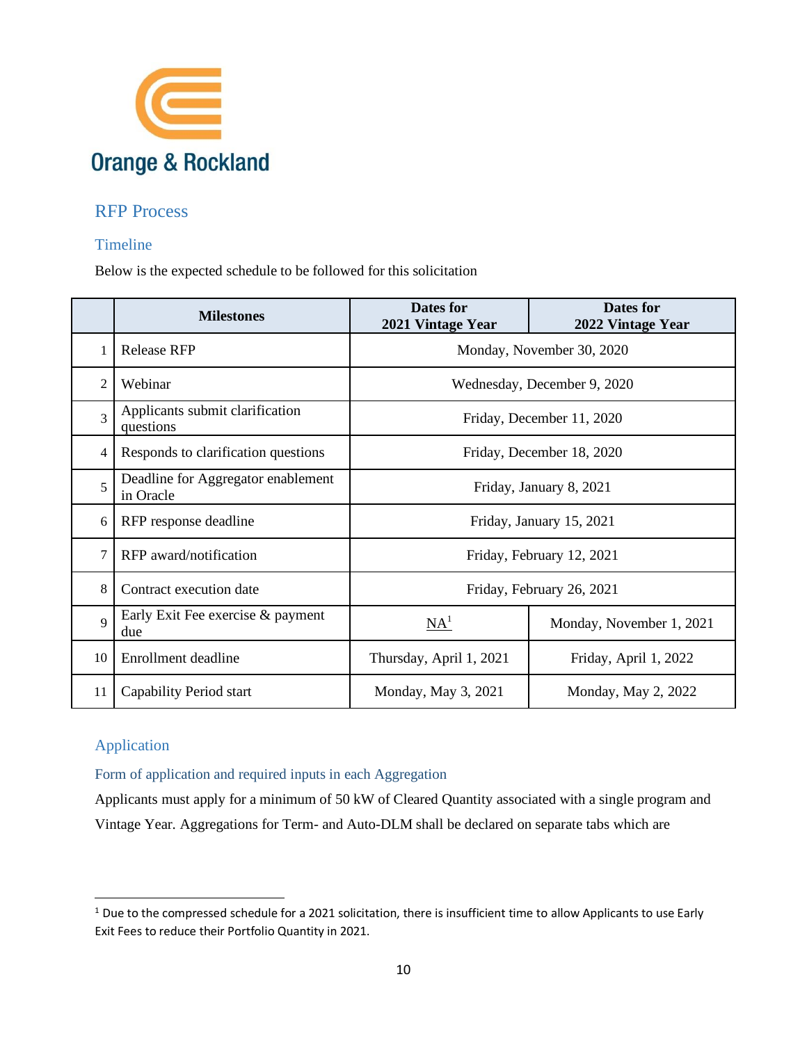## RFP Process

### Timeline

Below is the expected schedule to be followed for this solicitation

| | Milestones | Dates for 2021 Vintage Year | Dates for 2022 Vintage Year |
|---|---|---|---|
| 1 | Release RFP | Monday, November 30, 2020 | |
| 2 | Webinar | Wednesday, December 9, 2020 | |
| 3 | Applicants submit clarification questions | Friday, December 11, 2020 | |
| 4 | Responds to clarification questions | Friday, December 18, 2020 | |
| 5 | Deadline for Aggregator enablement in Oracle | Friday, January 8, 2021 | |
| 6 | RFP response deadline | Friday, January 15, 2021 | |
| 7 | RFP award/notification | Friday, February 12, 2021 | |
| 8 | Contract execution date | Friday, February 26, 2021 | |
| 9 | Early Exit Fee exercise & payment due | NA[1] | Monday, November 1, 2021 |
| 10 | Enrollment deadline | Thursday, April 1, 2021 | Friday, April 1, 2022 |
| 11 | Capability Period start | Monday, May 3, 2021 | Monday, May 2, 2022 |

## Application

### Form of application and required inputs in each Aggregation

Applicants must apply for a minimum of 50 kW of Cleared Quantity associated with a single program and Vintage Year. Aggregations for Term- and Auto-DLM shall be declared on separate tabs which are

[1] Due to the compressed schedule for a 2021 solicitation, there is insufficient time to allow Applicants to use Early Exit Fees to reduce their Portfolio Quantity in 2021.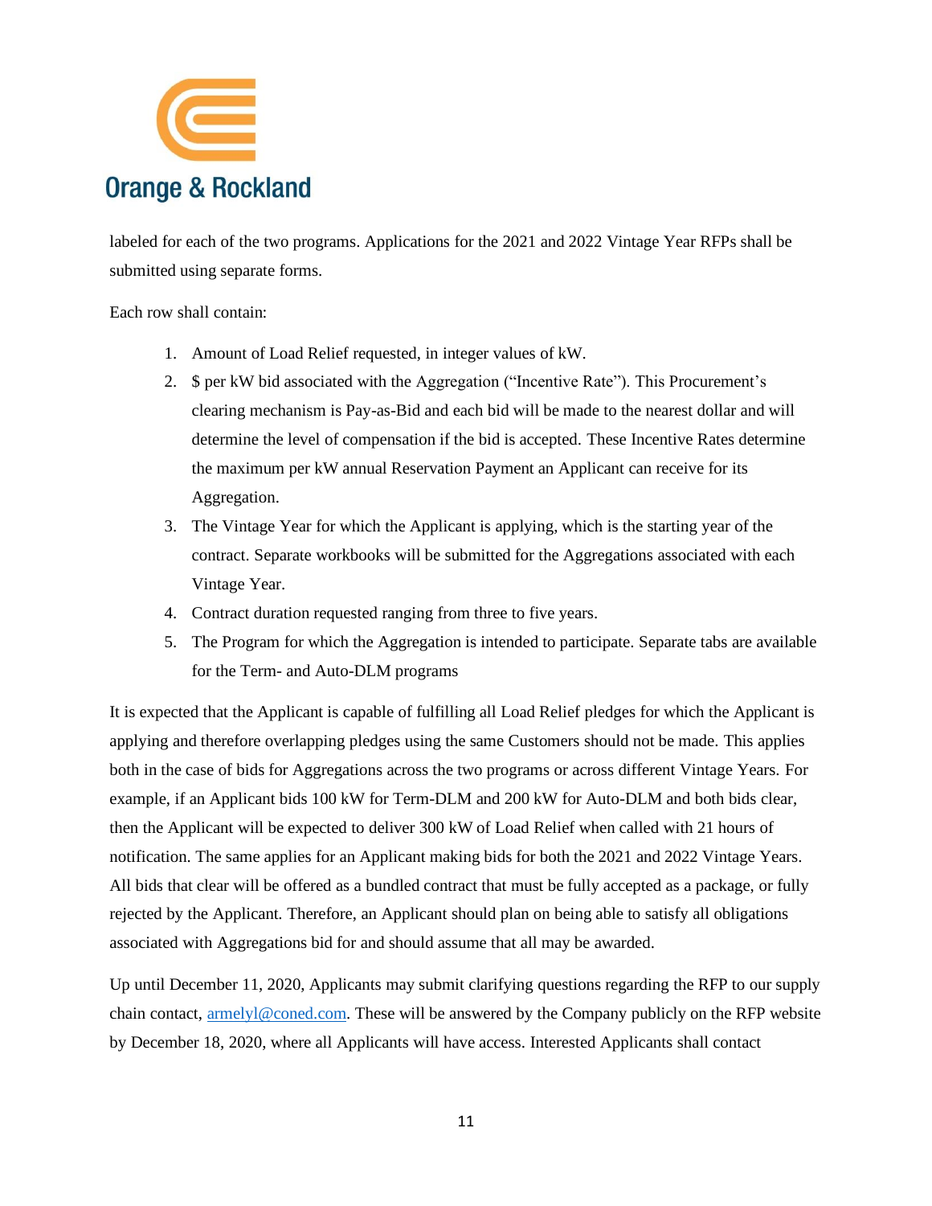labeled for each of the two programs. Applications for the 2021 and 2022 Vintage Year RFPs shall be submitted using separate forms.

Each row shall contain:

1. Amount of Load Relief requested, in integer values of kW.
2. $ per kW bid associated with the Aggregation ("Incentive Rate"). This Procurement's clearing mechanism is Pay-as-Bid and each bid will be made to the nearest dollar and will determine the level of compensation if the bid is accepted. These Incentive Rates determine the maximum per kW annual Reservation Payment an Applicant can receive for its Aggregation.
3. The Vintage Year for which the Applicant is applying, which is the starting year of the contract. Separate workbooks will be submitted for the Aggregations associated with each Vintage Year.
4. Contract duration requested ranging from three to five years.
5. The Program for which the Aggregation is intended to participate. Separate tabs are available for the Term- and Auto-DLM programs

It is expected that the Applicant is capable of fulfilling all Load Relief pledges for which the Applicant is applying and therefore overlapping pledges using the same Customers should not be made. This applies both in the case of bids for Aggregations across the two programs or across different Vintage Years. For example, if an Applicant bids 100 kW for Term-DLM and 200 kW for Auto-DLM and both bids clear, then the Applicant will be expected to deliver 300 kW of Load Relief when called with 21 hours of notification. The same applies for an Applicant making bids for both the 2021 and 2022 Vintage Years. All bids that clear will be offered as a bundled contract that must be fully accepted as a package, or fully rejected by the Applicant. Therefore, an Applicant should plan on being able to satisfy all obligations associated with Aggregations bid for and should assume that all may be awarded.

Up until December 11, 2020, Applicants may submit clarifying questions regarding the RFP to our supply chain contact, armelyl@coned.com. These will be answered by the Company publicly on the RFP website by December 18, 2020, where all Applicants will have access. Interested Applicants shall contact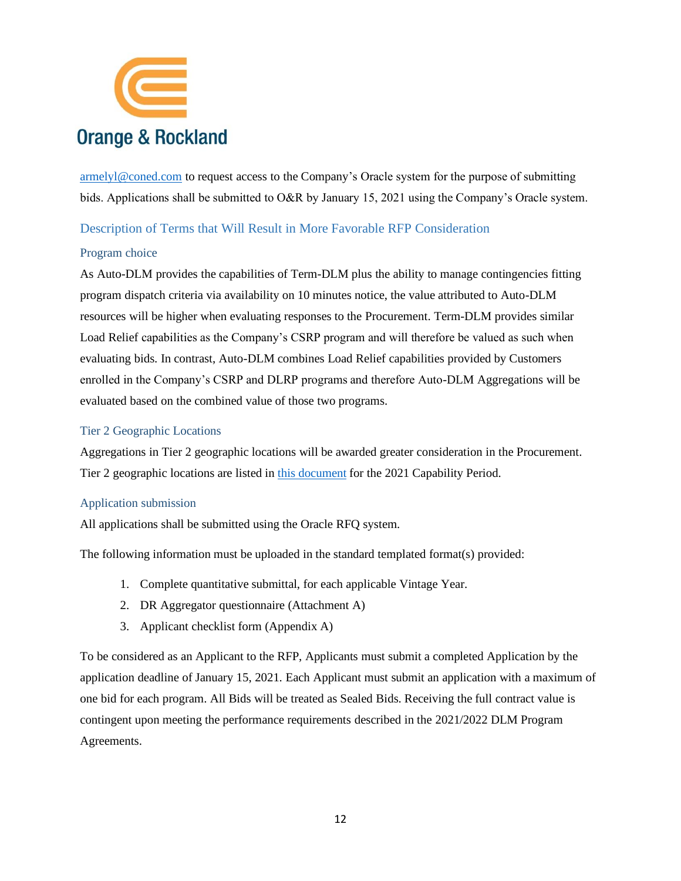armelyl@coned.com to request access to the Company's Oracle system for the purpose of submitting bids. Applications shall be submitted to O&R by January 15, 2021 using the Company's Oracle system.

## Description of Terms that Will Result in More Favorable RFP Consideration

### Program choice

As Auto-DLM provides the capabilities of Term-DLM plus the ability to manage contingencies fitting program dispatch criteria via availability on 10 minutes notice, the value attributed to Auto-DLM resources will be higher when evaluating responses to the Procurement. Term-DLM provides similar Load Relief capabilities as the Company's CSRP program and will therefore be valued as such when evaluating bids. In contrast, Auto-DLM combines Load Relief capabilities provided by Customers enrolled in the Company's CSRP and DLRP programs and therefore Auto-DLM Aggregations will be evaluated based on the combined value of those two programs.

### Tier 2 Geographic Locations

Aggregations in Tier 2 geographic locations will be awarded greater consideration in the Procurement. Tier 2 geographic locations are listed in this document for the 2021 Capability Period.

### Application submission

All applications shall be submitted using the Oracle RFQ system.

The following information must be uploaded in the standard templated format(s) provided:

1. Complete quantitative submittal, for each applicable Vintage Year.
2. DR Aggregator questionnaire (Attachment A)
3. Applicant checklist form (Appendix A)

To be considered as an Applicant to the RFP, Applicants must submit a completed Application by the application deadline of January 15, 2021. Each Applicant must submit an application with a maximum of one bid for each program. All Bids will be treated as Sealed Bids. Receiving the full contract value is contingent upon meeting the performance requirements described in the 2021/2022 DLM Program Agreements.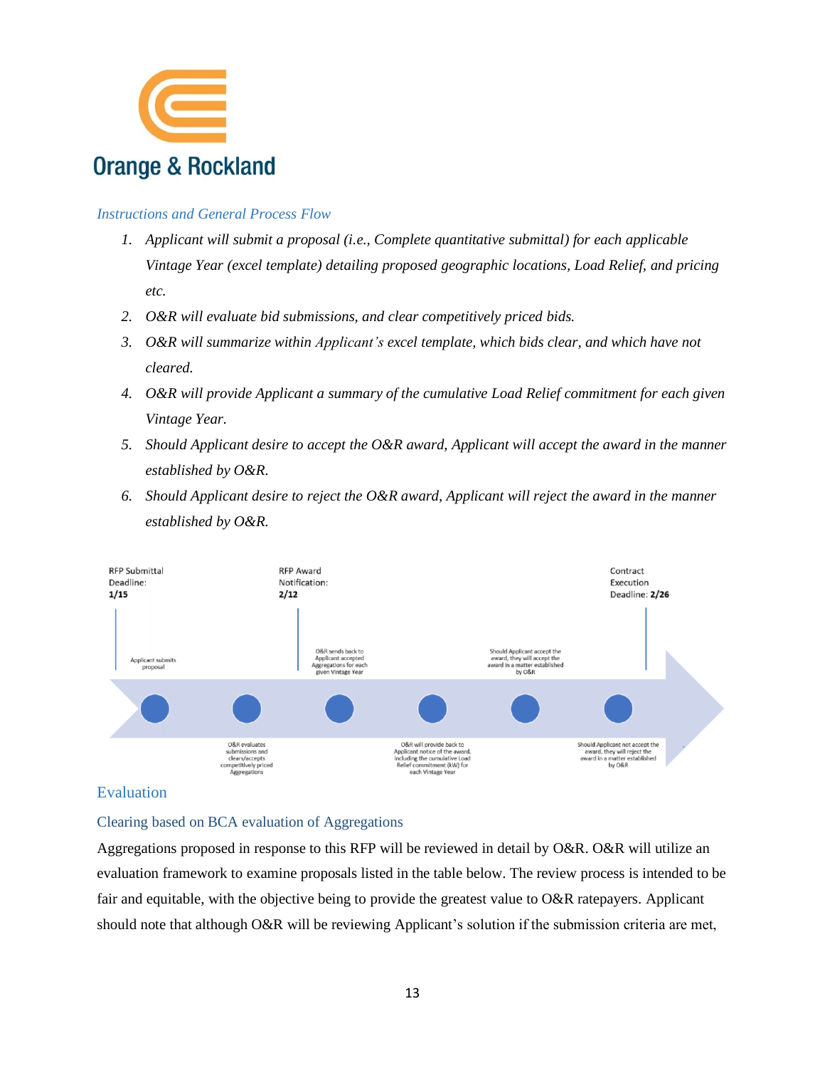Orange & Rockland

*Instructions and General Process Flow*

1. *Applicant will submit a proposal (i.e., Complete quantitative submittal) for each applicable Vintage Year (excel template) detailing proposed geographic locations, Load Relief, and pricing etc.*
2. *O&R will evaluate bid submissions, and clear competitively priced bids.*
3. *O&R will summarize within Applicant's excel template, which bids clear, and which have not cleared.*
4. *O&R will provide Applicant a summary of the cumulative Load Relief commitment for each given Vintage Year.*
5. *Should Applicant desire to accept the O&R award, Applicant will accept the award in the manner established by O&R.*
6. *Should Applicant desire to reject the O&R award, Applicant will reject the award in the manner established by O&R.*

RFP Submittal Deadline: **1/15**

RFP Award Notification: **2/12**

Contract Execution Deadline: **2/26**

- Applicant submits proposal
- O&R evaluates submissions and clears/accepts competitively priced Aggregations
- O&R sends back to Applicant accepted Aggregations for each given Vintage Year
- O&R will provide back to Applicant notice of the award, including the cumulative Load Relief commitment (kW) for each Vintage Year
- Should Applicant accept the award, they will accept the award in a matter established by O&R
- Should Applicant not accept the award, they will reject the award in a matter established by O&R

## Evaluation

### Clearing based on BCA evaluation of Aggregations

Aggregations proposed in response to this RFP will be reviewed in detail by O&R. O&R will utilize an evaluation framework to examine proposals listed in the table below. The review process is intended to be fair and equitable, with the objective being to provide the greatest value to O&R ratepayers. Applicant should note that although O&R will be reviewing Applicant's solution if the submission criteria are met,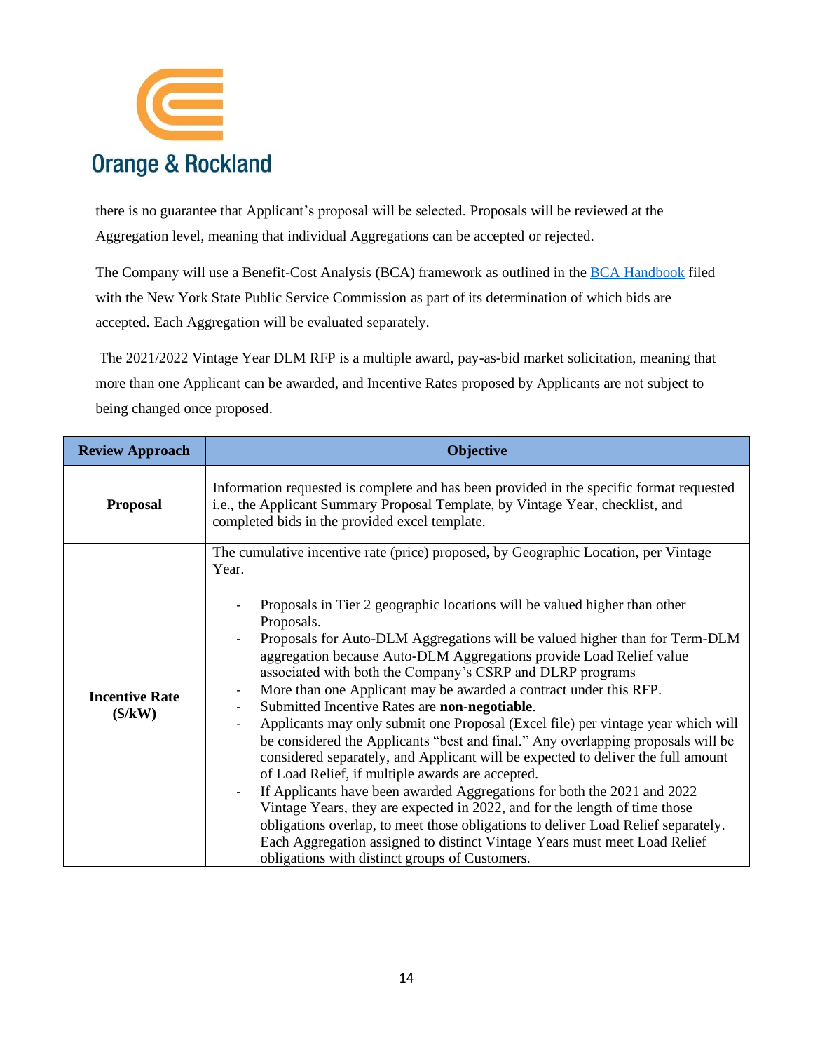there is no guarantee that Applicant's proposal will be selected. Proposals will be reviewed at the Aggregation level, meaning that individual Aggregations can be accepted or rejected.

The Company will use a Benefit-Cost Analysis (BCA) framework as outlined in the BCA Handbook filed with the New York State Public Service Commission as part of its determination of which bids are accepted. Each Aggregation will be evaluated separately.

The 2021/2022 Vintage Year DLM RFP is a multiple award, pay-as-bid market solicitation, meaning that more than one Applicant can be awarded, and Incentive Rates proposed by Applicants are not subject to being changed once proposed.

| Review Approach | Objective |
|---|---|
| **Proposal** | Information requested is complete and has been provided in the specific format requested i.e., the Applicant Summary Proposal Template, by Vintage Year, checklist, and completed bids in the provided excel template. |
| **Incentive Rate ($/kW)** | The cumulative incentive rate (price) proposed, by Geographic Location, per Vintage Year.<br><br>- Proposals in Tier 2 geographic locations will be valued higher than other Proposals.<br>- Proposals for Auto-DLM Aggregations will be valued higher than for Term-DLM aggregation because Auto-DLM Aggregations provide Load Relief value associated with both the Company's CSRP and DLRP programs<br>- More than one Applicant may be awarded a contract under this RFP.<br>- Submitted Incentive Rates are **non-negotiable**.<br>- Applicants may only submit one Proposal (Excel file) per vintage year which will be considered the Applicants "best and final." Any overlapping proposals will be considered separately, and Applicant will be expected to deliver the full amount of Load Relief, if multiple awards are accepted.<br>- If Applicants have been awarded Aggregations for both the 2021 and 2022 Vintage Years, they are expected in 2022, and for the length of time those obligations overlap, to meet those obligations to deliver Load Relief separately. Each Aggregation assigned to distinct Vintage Years must meet Load Relief obligations with distinct groups of Customers. |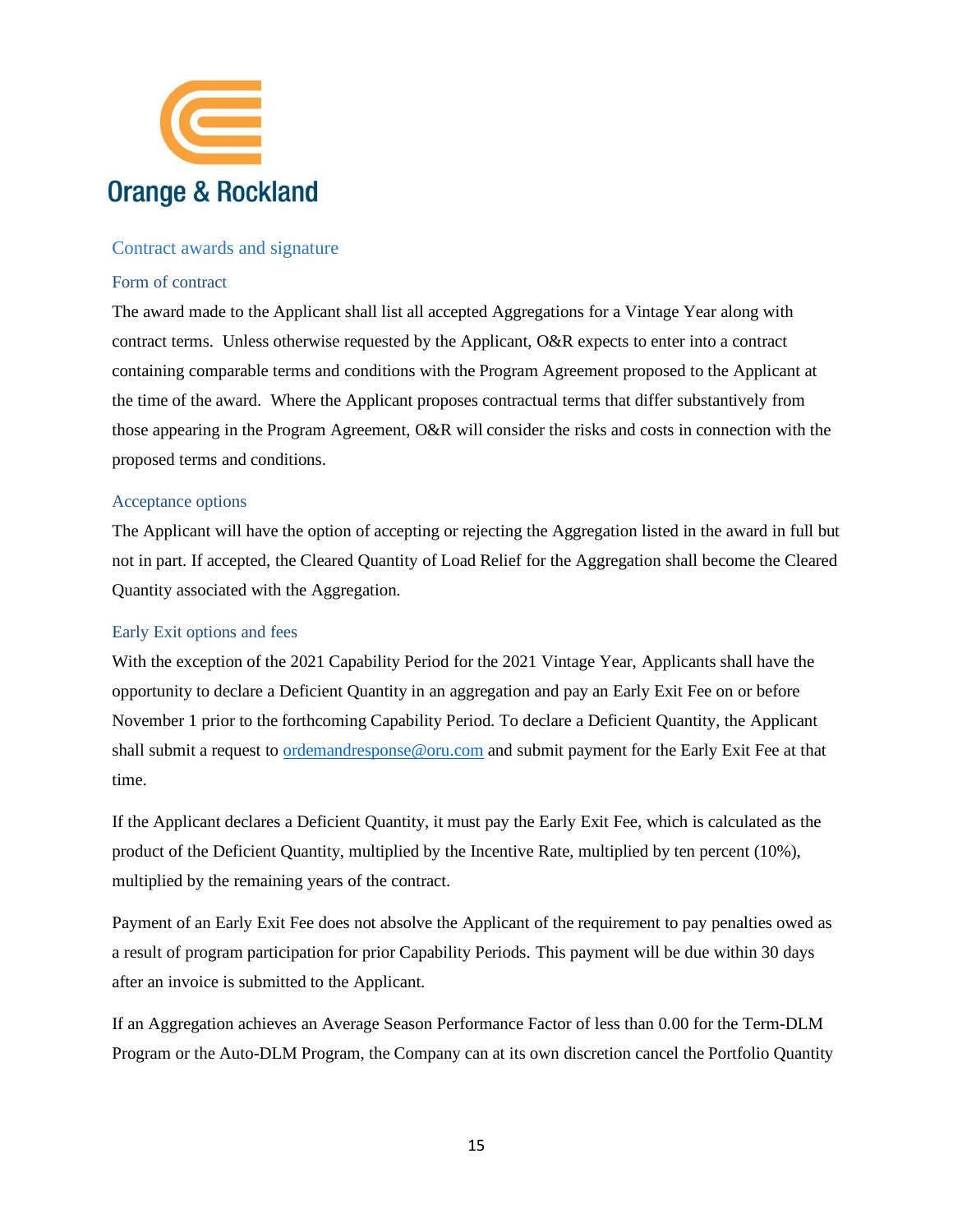## Contract awards and signature

### Form of contract

The award made to the Applicant shall list all accepted Aggregations for a Vintage Year along with contract terms. Unless otherwise requested by the Applicant, O&R expects to enter into a contract containing comparable terms and conditions with the Program Agreement proposed to the Applicant at the time of the award. Where the Applicant proposes contractual terms that differ substantively from those appearing in the Program Agreement, O&R will consider the risks and costs in connection with the proposed terms and conditions.

### Acceptance options

The Applicant will have the option of accepting or rejecting the Aggregation listed in the award in full but not in part. If accepted, the Cleared Quantity of Load Relief for the Aggregation shall become the Cleared Quantity associated with the Aggregation.

### Early Exit options and fees

With the exception of the 2021 Capability Period for the 2021 Vintage Year, Applicants shall have the opportunity to declare a Deficient Quantity in an aggregation and pay an Early Exit Fee on or before November 1 prior to the forthcoming Capability Period. To declare a Deficient Quantity, the Applicant shall submit a request to [ordemandresponse@oru.com](mailto:ordemandresponse@oru.com) and submit payment for the Early Exit Fee at that time.

If the Applicant declares a Deficient Quantity, it must pay the Early Exit Fee, which is calculated as the product of the Deficient Quantity, multiplied by the Incentive Rate, multiplied by ten percent (10%), multiplied by the remaining years of the contract.

Payment of an Early Exit Fee does not absolve the Applicant of the requirement to pay penalties owed as a result of program participation for prior Capability Periods. This payment will be due within 30 days after an invoice is submitted to the Applicant.

If an Aggregation achieves an Average Season Performance Factor of less than 0.00 for the Term-DLM Program or the Auto-DLM Program, the Company can at its own discretion cancel the Portfolio Quantity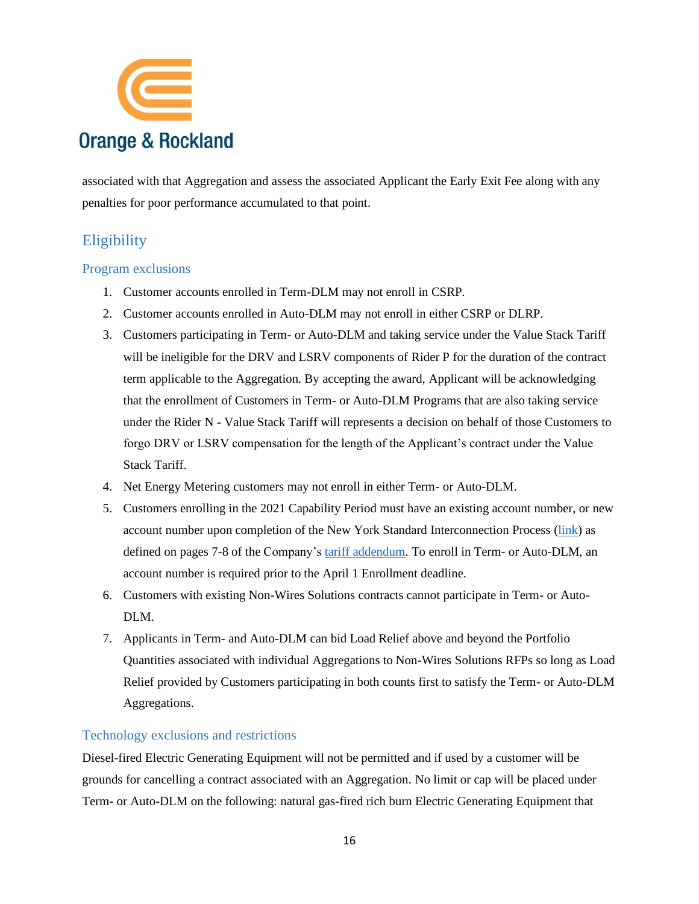associated with that Aggregation and assess the associated Applicant the Early Exit Fee along with any penalties for poor performance accumulated to that point.

## Eligibility

### Program exclusions

1. Customer accounts enrolled in Term-DLM may not enroll in CSRP.
2. Customer accounts enrolled in Auto-DLM may not enroll in either CSRP or DLRP.
3. Customers participating in Term- or Auto-DLM and taking service under the Value Stack Tariff will be ineligible for the DRV and LSRV components of Rider P for the duration of the contract term applicable to the Aggregation. By accepting the award, Applicant will be acknowledging that the enrollment of Customers in Term- or Auto-DLM Programs that are also taking service under the Rider N - Value Stack Tariff will represents a decision on behalf of those Customers to forgo DRV or LSRV compensation for the length of the Applicant's contract under the Value Stack Tariff.
4. Net Energy Metering customers may not enroll in either Term- or Auto-DLM.
5. Customers enrolling in the 2021 Capability Period must have an existing account number, or new account number upon completion of the New York Standard Interconnection Process (link) as defined on pages 7-8 of the Company's tariff addendum. To enroll in Term- or Auto-DLM, an account number is required prior to the April 1 Enrollment deadline.
6. Customers with existing Non-Wires Solutions contracts cannot participate in Term- or Auto-DLM.
7. Applicants in Term- and Auto-DLM can bid Load Relief above and beyond the Portfolio Quantities associated with individual Aggregations to Non-Wires Solutions RFPs so long as Load Relief provided by Customers participating in both counts first to satisfy the Term- or Auto-DLM Aggregations.

### Technology exclusions and restrictions

Diesel-fired Electric Generating Equipment will not be permitted and if used by a customer will be grounds for cancelling a contract associated with an Aggregation. No limit or cap will be placed under Term- or Auto-DLM on the following: natural gas-fired rich burn Electric Generating Equipment that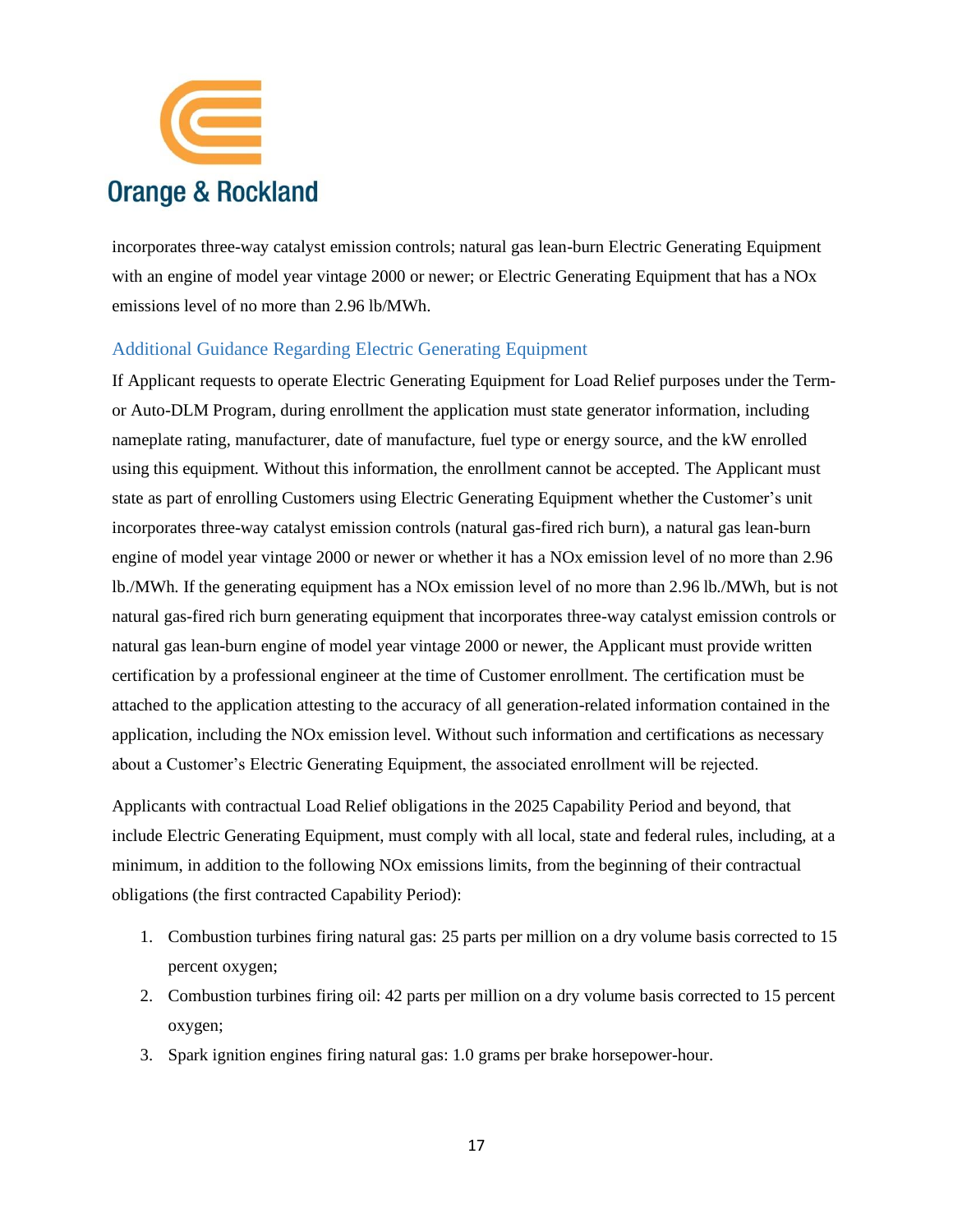incorporates three-way catalyst emission controls; natural gas lean-burn Electric Generating Equipment with an engine of model year vintage 2000 or newer; or Electric Generating Equipment that has a NOx emissions level of no more than 2.96 lb/MWh.

### Additional Guidance Regarding Electric Generating Equipment

If Applicant requests to operate Electric Generating Equipment for Load Relief purposes under the Term- or Auto-DLM Program, during enrollment the application must state generator information, including nameplate rating, manufacturer, date of manufacture, fuel type or energy source, and the kW enrolled using this equipment. Without this information, the enrollment cannot be accepted. The Applicant must state as part of enrolling Customers using Electric Generating Equipment whether the Customer's unit incorporates three-way catalyst emission controls (natural gas-fired rich burn), a natural gas lean-burn engine of model year vintage 2000 or newer or whether it has a NOx emission level of no more than 2.96 lb./MWh. If the generating equipment has a NOx emission level of no more than 2.96 lb./MWh, but is not natural gas-fired rich burn generating equipment that incorporates three-way catalyst emission controls or natural gas lean-burn engine of model year vintage 2000 or newer, the Applicant must provide written certification by a professional engineer at the time of Customer enrollment. The certification must be attached to the application attesting to the accuracy of all generation-related information contained in the application, including the NOx emission level. Without such information and certifications as necessary about a Customer's Electric Generating Equipment, the associated enrollment will be rejected.

Applicants with contractual Load Relief obligations in the 2025 Capability Period and beyond, that include Electric Generating Equipment, must comply with all local, state and federal rules, including, at a minimum, in addition to the following NOx emissions limits, from the beginning of their contractual obligations (the first contracted Capability Period):

1. Combustion turbines firing natural gas: 25 parts per million on a dry volume basis corrected to 15 percent oxygen;
2. Combustion turbines firing oil: 42 parts per million on a dry volume basis corrected to 15 percent oxygen;
3. Spark ignition engines firing natural gas: 1.0 grams per brake horsepower-hour.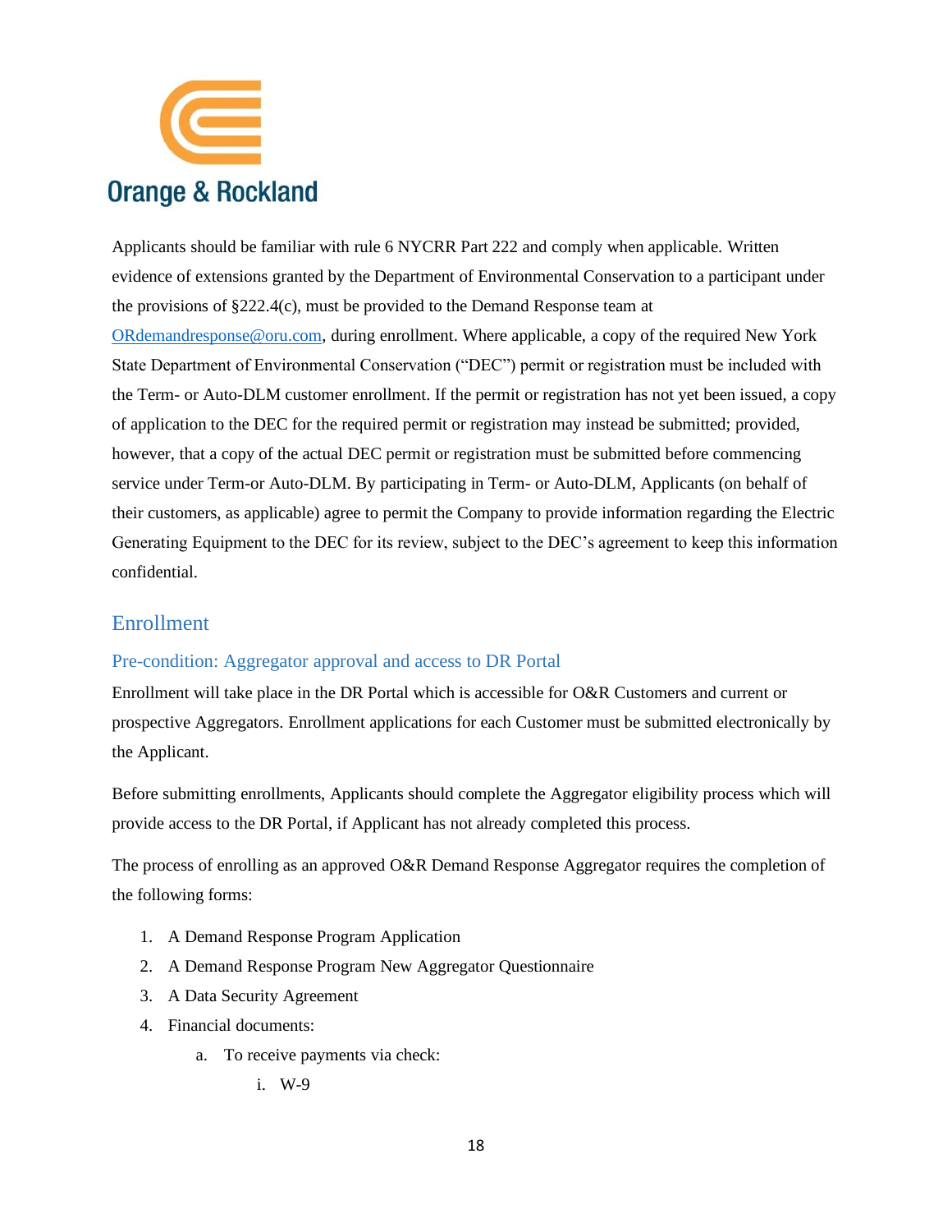Applicants should be familiar with rule 6 NYCRR Part 222 and comply when applicable. Written evidence of extensions granted by the Department of Environmental Conservation to a participant under the provisions of §222.4(c), must be provided to the Demand Response team at ORdemandresponse@oru.com, during enrollment. Where applicable, a copy of the required New York State Department of Environmental Conservation ("DEC") permit or registration must be included with the Term- or Auto-DLM customer enrollment. If the permit or registration has not yet been issued, a copy of application to the DEC for the required permit or registration may instead be submitted; provided, however, that a copy of the actual DEC permit or registration must be submitted before commencing service under Term-or Auto-DLM. By participating in Term- or Auto-DLM, Applicants (on behalf of their customers, as applicable) agree to permit the Company to provide information regarding the Electric Generating Equipment to the DEC for its review, subject to the DEC's agreement to keep this information confidential.

## Enrollment

### Pre-condition: Aggregator approval and access to DR Portal

Enrollment will take place in the DR Portal which is accessible for O&R Customers and current or prospective Aggregators. Enrollment applications for each Customer must be submitted electronically by the Applicant.

Before submitting enrollments, Applicants should complete the Aggregator eligibility process which will provide access to the DR Portal, if Applicant has not already completed this process.

The process of enrolling as an approved O&R Demand Response Aggregator requires the completion of the following forms:

1. A Demand Response Program Application
2. A Demand Response Program New Aggregator Questionnaire
3. A Data Security Agreement
4. Financial documents:
    a. To receive payments via check:
        i. W-9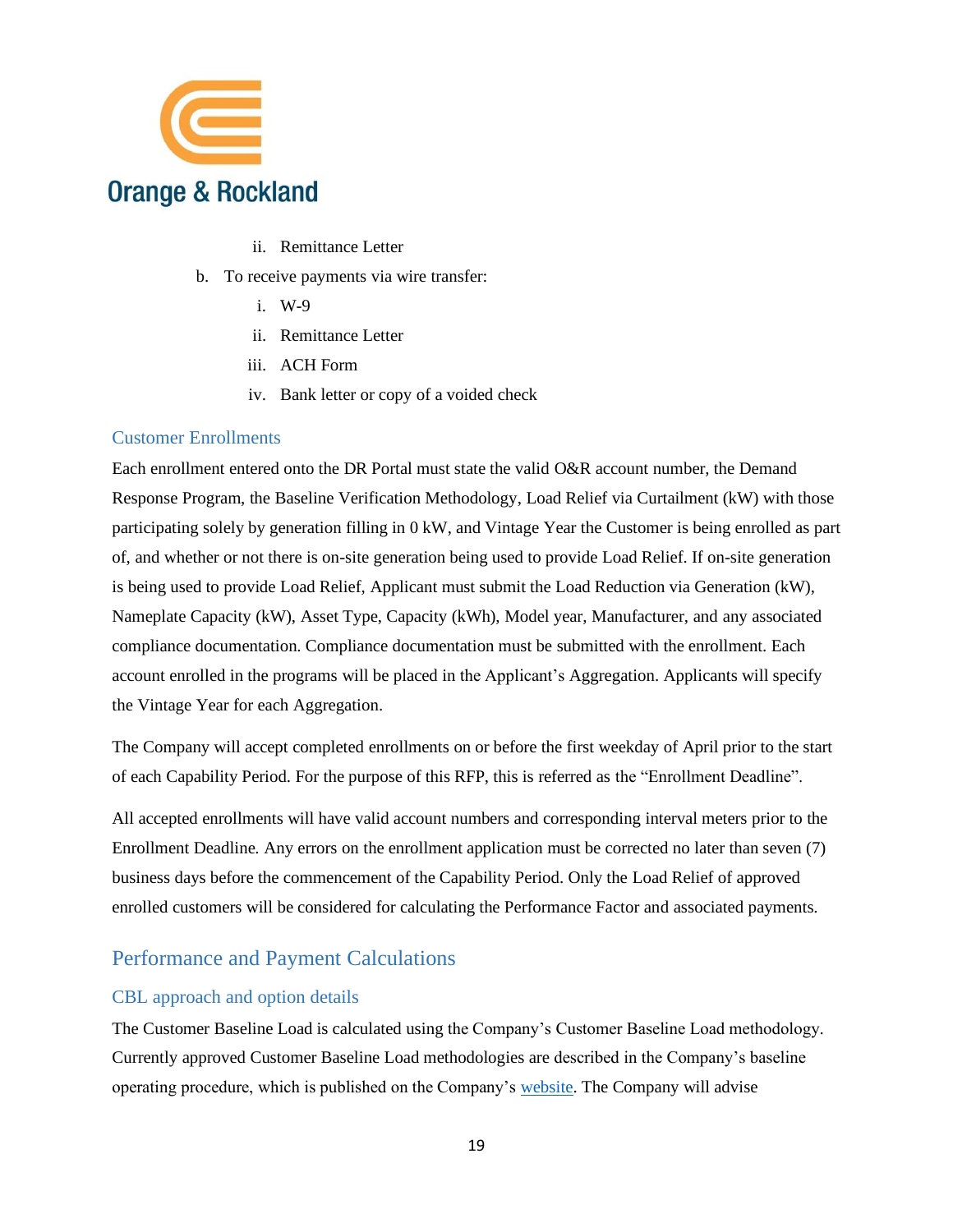ii. Remittance Letter

b. To receive payments via wire transfer:

   i. W-9

   ii. Remittance Letter

   iii. ACH Form

   iv. Bank letter or copy of a voided check

### Customer Enrollments

Each enrollment entered onto the DR Portal must state the valid O&R account number, the Demand Response Program, the Baseline Verification Methodology, Load Relief via Curtailment (kW) with those participating solely by generation filling in 0 kW, and Vintage Year the Customer is being enrolled as part of, and whether or not there is on-site generation being used to provide Load Relief. If on-site generation is being used to provide Load Relief, Applicant must submit the Load Reduction via Generation (kW), Nameplate Capacity (kW), Asset Type, Capacity (kWh), Model year, Manufacturer, and any associated compliance documentation. Compliance documentation must be submitted with the enrollment. Each account enrolled in the programs will be placed in the Applicant's Aggregation. Applicants will specify the Vintage Year for each Aggregation.

The Company will accept completed enrollments on or before the first weekday of April prior to the start of each Capability Period. For the purpose of this RFP, this is referred as the "Enrollment Deadline".

All accepted enrollments will have valid account numbers and corresponding interval meters prior to the Enrollment Deadline. Any errors on the enrollment application must be corrected no later than seven (7) business days before the commencement of the Capability Period. Only the Load Relief of approved enrolled customers will be considered for calculating the Performance Factor and associated payments.

## Performance and Payment Calculations

### CBL approach and option details

The Customer Baseline Load is calculated using the Company's Customer Baseline Load methodology. Currently approved Customer Baseline Load methodologies are described in the Company's baseline operating procedure, which is published on the Company's website. The Company will advise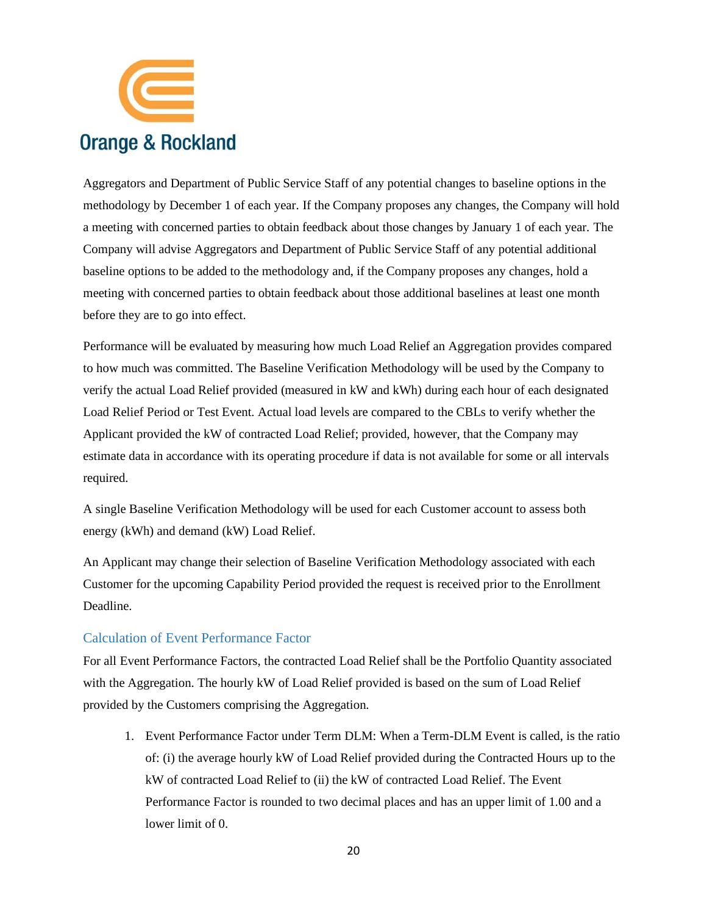Aggregators and Department of Public Service Staff of any potential changes to baseline options in the methodology by December 1 of each year. If the Company proposes any changes, the Company will hold a meeting with concerned parties to obtain feedback about those changes by January 1 of each year. The Company will advise Aggregators and Department of Public Service Staff of any potential additional baseline options to be added to the methodology and, if the Company proposes any changes, hold a meeting with concerned parties to obtain feedback about those additional baselines at least one month before they are to go into effect.

Performance will be evaluated by measuring how much Load Relief an Aggregation provides compared to how much was committed. The Baseline Verification Methodology will be used by the Company to verify the actual Load Relief provided (measured in kW and kWh) during each hour of each designated Load Relief Period or Test Event. Actual load levels are compared to the CBLs to verify whether the Applicant provided the kW of contracted Load Relief; provided, however, that the Company may estimate data in accordance with its operating procedure if data is not available for some or all intervals required.

A single Baseline Verification Methodology will be used for each Customer account to assess both energy (kWh) and demand (kW) Load Relief.

An Applicant may change their selection of Baseline Verification Methodology associated with each Customer for the upcoming Capability Period provided the request is received prior to the Enrollment Deadline.

## Calculation of Event Performance Factor

For all Event Performance Factors, the contracted Load Relief shall be the Portfolio Quantity associated with the Aggregation. The hourly kW of Load Relief provided is based on the sum of Load Relief provided by the Customers comprising the Aggregation.

1. Event Performance Factor under Term DLM: When a Term-DLM Event is called, is the ratio of: (i) the average hourly kW of Load Relief provided during the Contracted Hours up to the kW of contracted Load Relief to (ii) the kW of contracted Load Relief. The Event Performance Factor is rounded to two decimal places and has an upper limit of 1.00 and a lower limit of 0.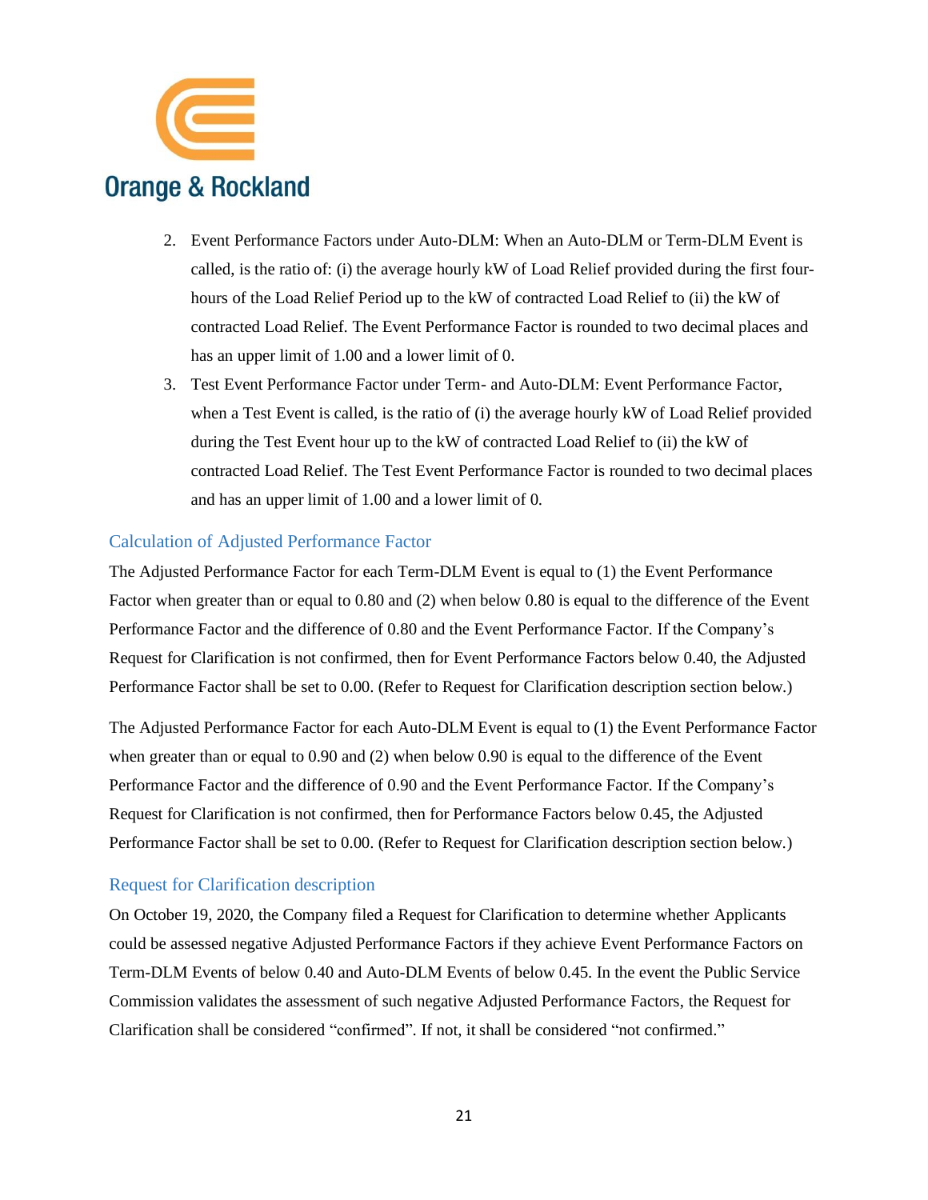2. Event Performance Factors under Auto-DLM: When an Auto-DLM or Term-DLM Event is called, is the ratio of: (i) the average hourly kW of Load Relief provided during the first four-hours of the Load Relief Period up to the kW of contracted Load Relief to (ii) the kW of contracted Load Relief. The Event Performance Factor is rounded to two decimal places and has an upper limit of 1.00 and a lower limit of 0.
3. Test Event Performance Factor under Term- and Auto-DLM: Event Performance Factor, when a Test Event is called, is the ratio of (i) the average hourly kW of Load Relief provided during the Test Event hour up to the kW of contracted Load Relief to (ii) the kW of contracted Load Relief. The Test Event Performance Factor is rounded to two decimal places and has an upper limit of 1.00 and a lower limit of 0.

## Calculation of Adjusted Performance Factor

The Adjusted Performance Factor for each Term-DLM Event is equal to (1) the Event Performance Factor when greater than or equal to 0.80 and (2) when below 0.80 is equal to the difference of the Event Performance Factor and the difference of 0.80 and the Event Performance Factor. If the Company's Request for Clarification is not confirmed, then for Event Performance Factors below 0.40, the Adjusted Performance Factor shall be set to 0.00. (Refer to Request for Clarification description section below.)

The Adjusted Performance Factor for each Auto-DLM Event is equal to (1) the Event Performance Factor when greater than or equal to 0.90 and (2) when below 0.90 is equal to the difference of the Event Performance Factor and the difference of 0.90 and the Event Performance Factor. If the Company's Request for Clarification is not confirmed, then for Performance Factors below 0.45, the Adjusted Performance Factor shall be set to 0.00. (Refer to Request for Clarification description section below.)

## Request for Clarification description

On October 19, 2020, the Company filed a Request for Clarification to determine whether Applicants could be assessed negative Adjusted Performance Factors if they achieve Event Performance Factors on Term-DLM Events of below 0.40 and Auto-DLM Events of below 0.45. In the event the Public Service Commission validates the assessment of such negative Adjusted Performance Factors, the Request for Clarification shall be considered "confirmed". If not, it shall be considered "not confirmed."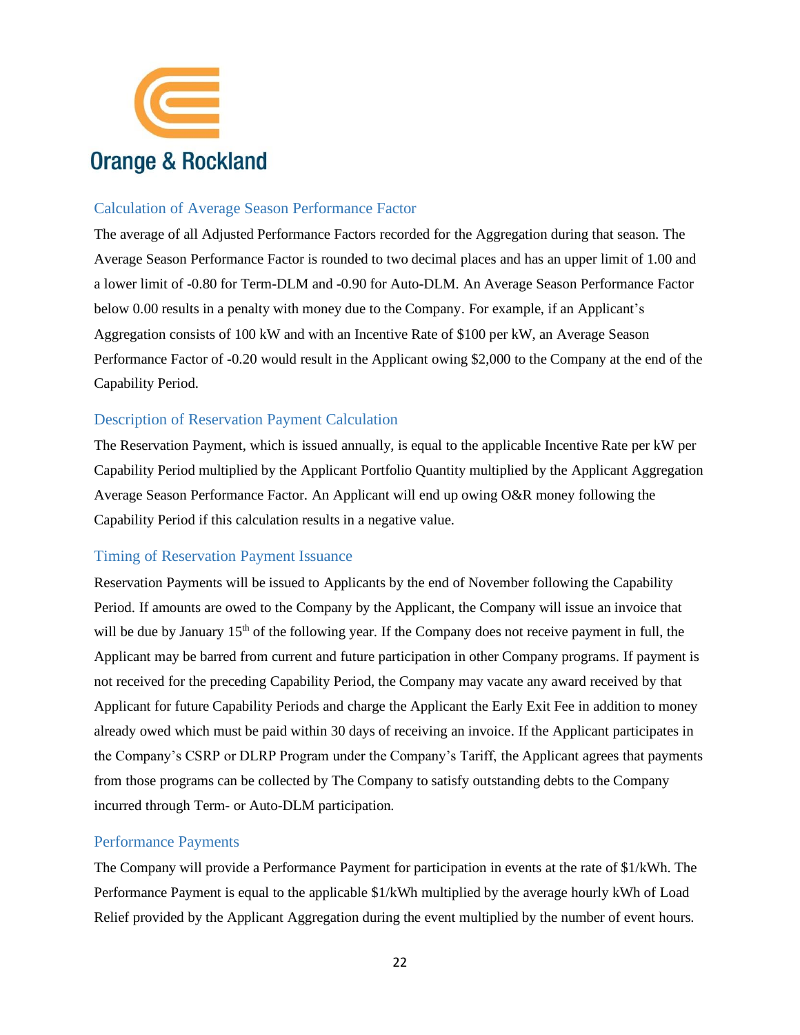## Calculation of Average Season Performance Factor

The average of all Adjusted Performance Factors recorded for the Aggregation during that season. The Average Season Performance Factor is rounded to two decimal places and has an upper limit of 1.00 and a lower limit of -0.80 for Term-DLM and -0.90 for Auto-DLM. An Average Season Performance Factor below 0.00 results in a penalty with money due to the Company. For example, if an Applicant's Aggregation consists of 100 kW and with an Incentive Rate of $100 per kW, an Average Season Performance Factor of -0.20 would result in the Applicant owing $2,000 to the Company at the end of the Capability Period.

## Description of Reservation Payment Calculation

The Reservation Payment, which is issued annually, is equal to the applicable Incentive Rate per kW per Capability Period multiplied by the Applicant Portfolio Quantity multiplied by the Applicant Aggregation Average Season Performance Factor. An Applicant will end up owing O&R money following the Capability Period if this calculation results in a negative value.

## Timing of Reservation Payment Issuance

Reservation Payments will be issued to Applicants by the end of November following the Capability Period. If amounts are owed to the Company by the Applicant, the Company will issue an invoice that will be due by January 15th of the following year. If the Company does not receive payment in full, the Applicant may be barred from current and future participation in other Company programs. If payment is not received for the preceding Capability Period, the Company may vacate any award received by that Applicant for future Capability Periods and charge the Applicant the Early Exit Fee in addition to money already owed which must be paid within 30 days of receiving an invoice. If the Applicant participates in the Company's CSRP or DLRP Program under the Company's Tariff, the Applicant agrees that payments from those programs can be collected by The Company to satisfy outstanding debts to the Company incurred through Term- or Auto-DLM participation.

## Performance Payments

The Company will provide a Performance Payment for participation in events at the rate of $1/kWh. The Performance Payment is equal to the applicable $1/kWh multiplied by the average hourly kWh of Load Relief provided by the Applicant Aggregation during the event multiplied by the number of event hours.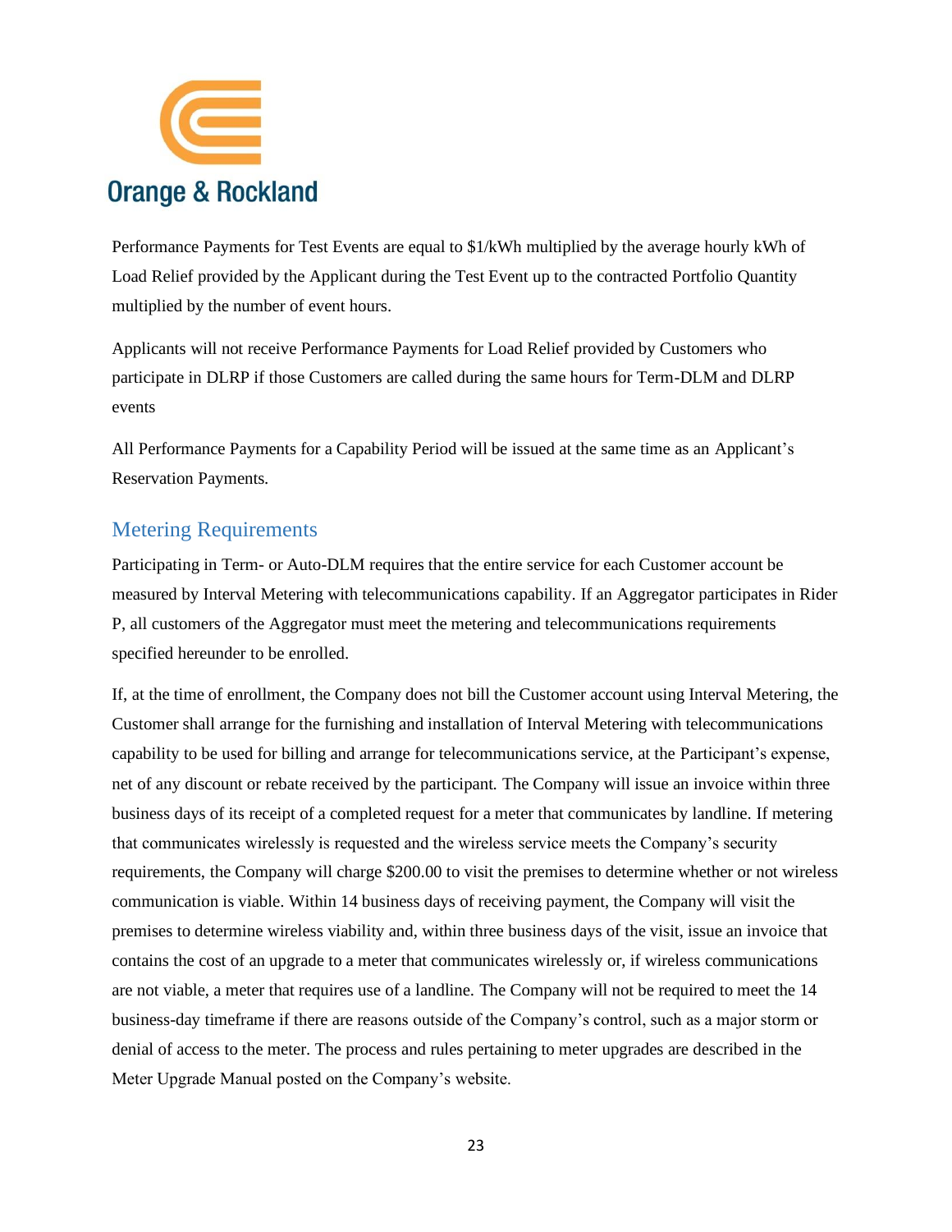Performance Payments for Test Events are equal to $1/kWh multiplied by the average hourly kWh of Load Relief provided by the Applicant during the Test Event up to the contracted Portfolio Quantity multiplied by the number of event hours.

Applicants will not receive Performance Payments for Load Relief provided by Customers who participate in DLRP if those Customers are called during the same hours for Term-DLM and DLRP events

All Performance Payments for a Capability Period will be issued at the same time as an Applicant's Reservation Payments.

## Metering Requirements

Participating in Term- or Auto-DLM requires that the entire service for each Customer account be measured by Interval Metering with telecommunications capability. If an Aggregator participates in Rider P, all customers of the Aggregator must meet the metering and telecommunications requirements specified hereunder to be enrolled.

If, at the time of enrollment, the Company does not bill the Customer account using Interval Metering, the Customer shall arrange for the furnishing and installation of Interval Metering with telecommunications capability to be used for billing and arrange for telecommunications service, at the Participant's expense, net of any discount or rebate received by the participant. The Company will issue an invoice within three business days of its receipt of a completed request for a meter that communicates by landline. If metering that communicates wirelessly is requested and the wireless service meets the Company's security requirements, the Company will charge $200.00 to visit the premises to determine whether or not wireless communication is viable. Within 14 business days of receiving payment, the Company will visit the premises to determine wireless viability and, within three business days of the visit, issue an invoice that contains the cost of an upgrade to a meter that communicates wirelessly or, if wireless communications are not viable, a meter that requires use of a landline. The Company will not be required to meet the 14 business-day timeframe if there are reasons outside of the Company's control, such as a major storm or denial of access to the meter. The process and rules pertaining to meter upgrades are described in the Meter Upgrade Manual posted on the Company's website.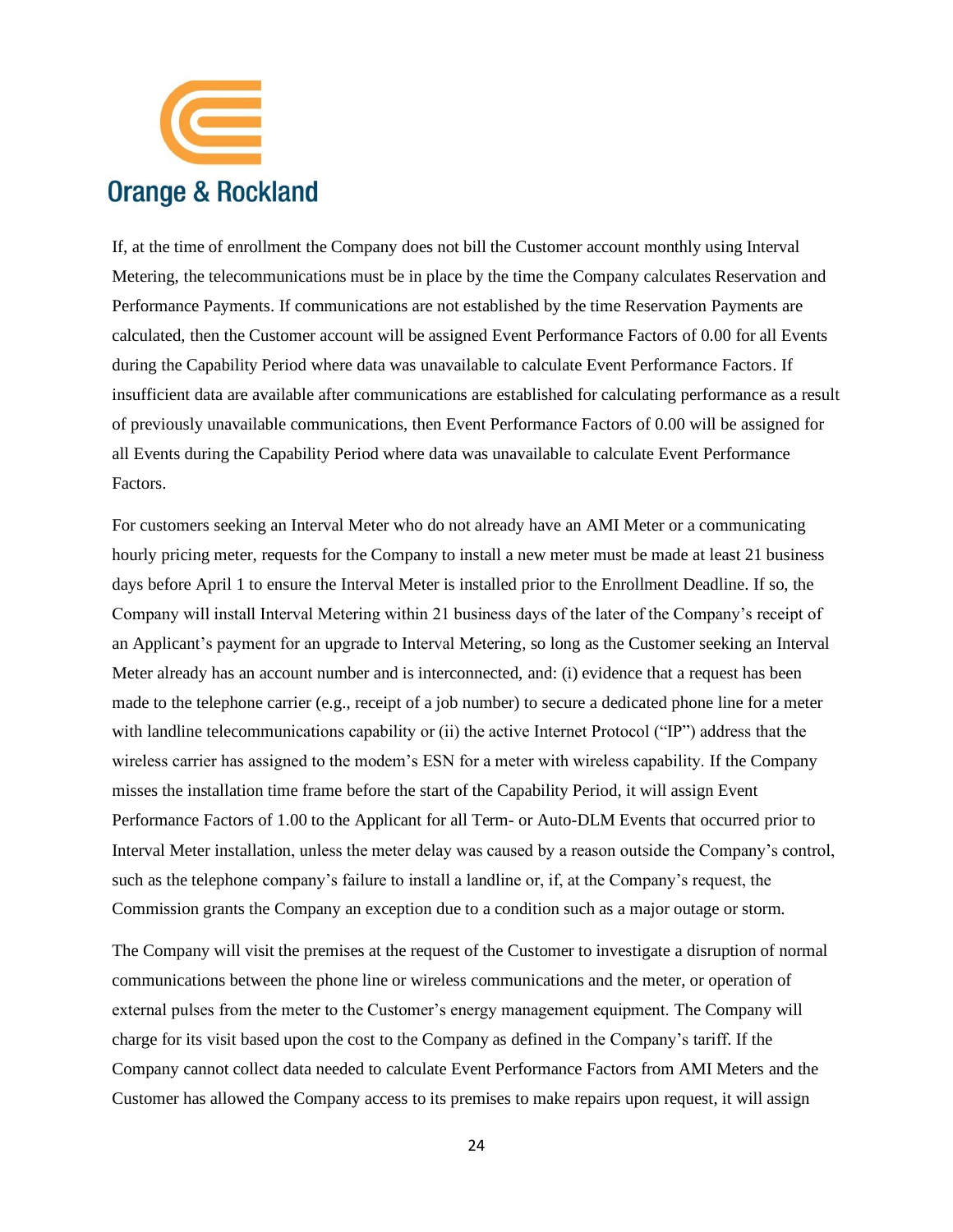If, at the time of enrollment the Company does not bill the Customer account monthly using Interval Metering, the telecommunications must be in place by the time the Company calculates Reservation and Performance Payments. If communications are not established by the time Reservation Payments are calculated, then the Customer account will be assigned Event Performance Factors of 0.00 for all Events during the Capability Period where data was unavailable to calculate Event Performance Factors. If insufficient data are available after communications are established for calculating performance as a result of previously unavailable communications, then Event Performance Factors of 0.00 will be assigned for all Events during the Capability Period where data was unavailable to calculate Event Performance Factors.

For customers seeking an Interval Meter who do not already have an AMI Meter or a communicating hourly pricing meter, requests for the Company to install a new meter must be made at least 21 business days before April 1 to ensure the Interval Meter is installed prior to the Enrollment Deadline. If so, the Company will install Interval Metering within 21 business days of the later of the Company's receipt of an Applicant's payment for an upgrade to Interval Metering, so long as the Customer seeking an Interval Meter already has an account number and is interconnected, and: (i) evidence that a request has been made to the telephone carrier (e.g., receipt of a job number) to secure a dedicated phone line for a meter with landline telecommunications capability or (ii) the active Internet Protocol ("IP") address that the wireless carrier has assigned to the modem's ESN for a meter with wireless capability. If the Company misses the installation time frame before the start of the Capability Period, it will assign Event Performance Factors of 1.00 to the Applicant for all Term- or Auto-DLM Events that occurred prior to Interval Meter installation, unless the meter delay was caused by a reason outside the Company's control, such as the telephone company's failure to install a landline or, if, at the Company's request, the Commission grants the Company an exception due to a condition such as a major outage or storm.

The Company will visit the premises at the request of the Customer to investigate a disruption of normal communications between the phone line or wireless communications and the meter, or operation of external pulses from the meter to the Customer's energy management equipment. The Company will charge for its visit based upon the cost to the Company as defined in the Company's tariff. If the Company cannot collect data needed to calculate Event Performance Factors from AMI Meters and the Customer has allowed the Company access to its premises to make repairs upon request, it will assign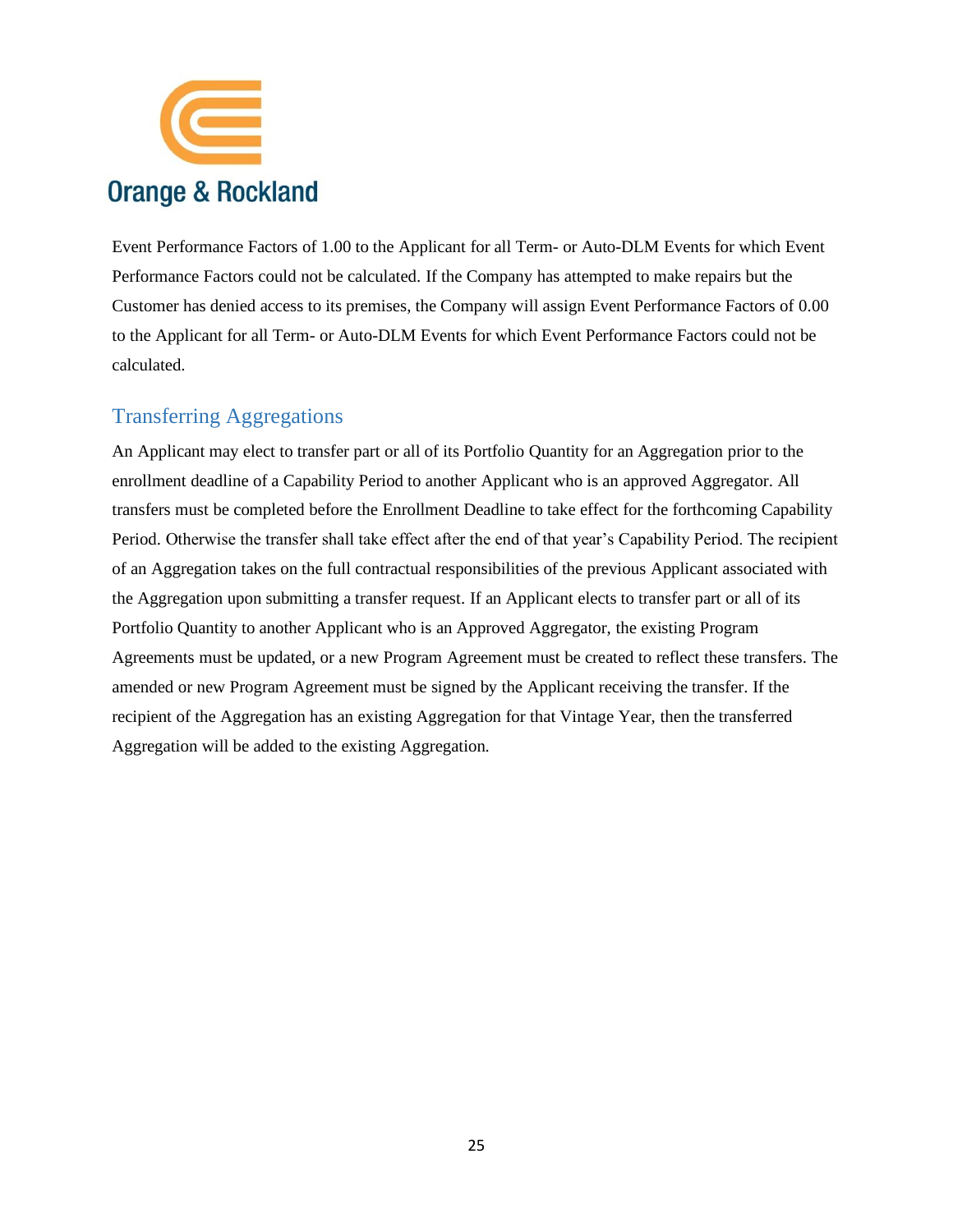Event Performance Factors of 1.00 to the Applicant for all Term- or Auto-DLM Events for which Event Performance Factors could not be calculated. If the Company has attempted to make repairs but the Customer has denied access to its premises, the Company will assign Event Performance Factors of 0.00 to the Applicant for all Term- or Auto-DLM Events for which Event Performance Factors could not be calculated.

## Transferring Aggregations

An Applicant may elect to transfer part or all of its Portfolio Quantity for an Aggregation prior to the enrollment deadline of a Capability Period to another Applicant who is an approved Aggregator. All transfers must be completed before the Enrollment Deadline to take effect for the forthcoming Capability Period. Otherwise the transfer shall take effect after the end of that year's Capability Period. The recipient of an Aggregation takes on the full contractual responsibilities of the previous Applicant associated with the Aggregation upon submitting a transfer request. If an Applicant elects to transfer part or all of its Portfolio Quantity to another Applicant who is an Approved Aggregator, the existing Program Agreements must be updated, or a new Program Agreement must be created to reflect these transfers. The amended or new Program Agreement must be signed by the Applicant receiving the transfer. If the recipient of the Aggregation has an existing Aggregation for that Vintage Year, then the transferred Aggregation will be added to the existing Aggregation.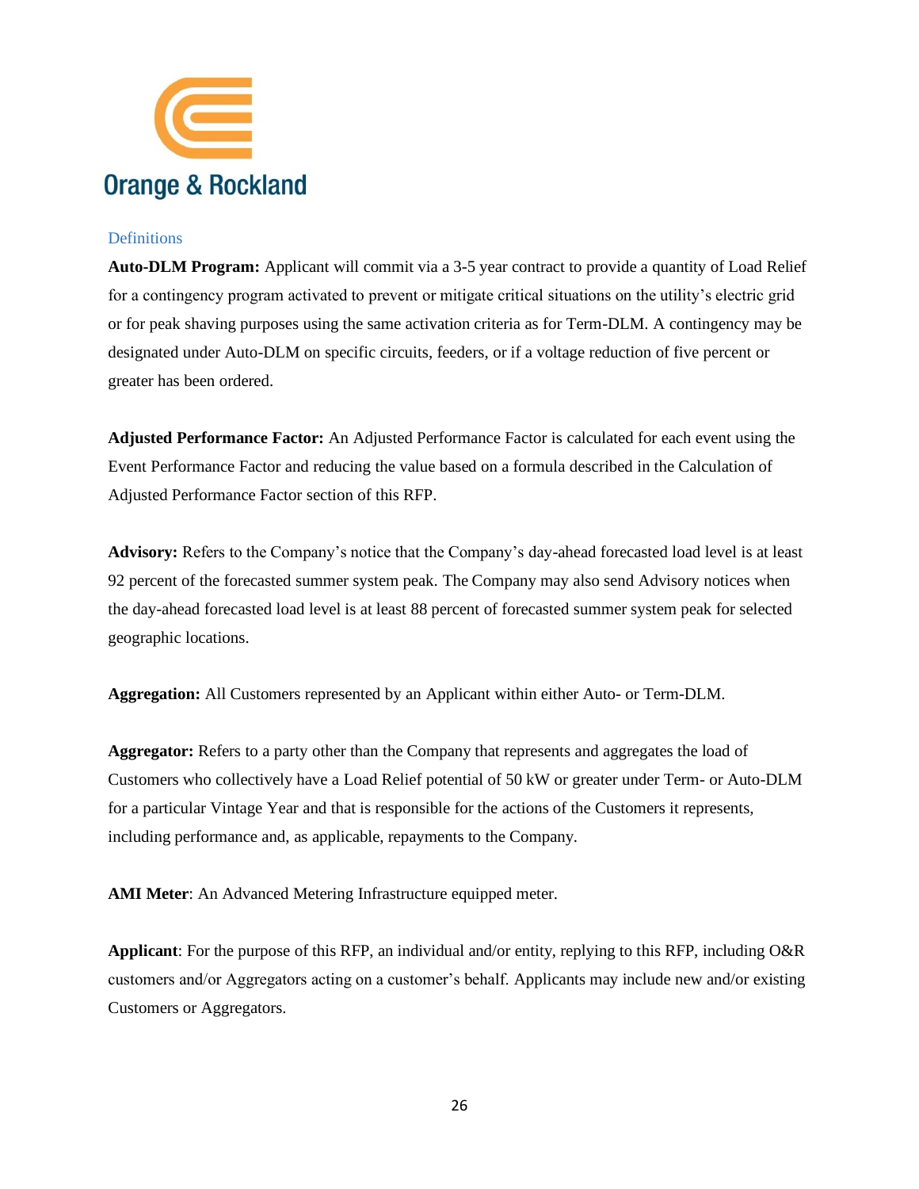## Definitions

**Auto-DLM Program:** Applicant will commit via a 3-5 year contract to provide a quantity of Load Relief for a contingency program activated to prevent or mitigate critical situations on the utility's electric grid or for peak shaving purposes using the same activation criteria as for Term-DLM. A contingency may be designated under Auto-DLM on specific circuits, feeders, or if a voltage reduction of five percent or greater has been ordered.

**Adjusted Performance Factor:** An Adjusted Performance Factor is calculated for each event using the Event Performance Factor and reducing the value based on a formula described in the Calculation of Adjusted Performance Factor section of this RFP.

**Advisory:** Refers to the Company's notice that the Company's day-ahead forecasted load level is at least 92 percent of the forecasted summer system peak. The Company may also send Advisory notices when the day-ahead forecasted load level is at least 88 percent of forecasted summer system peak for selected geographic locations.

**Aggregation:** All Customers represented by an Applicant within either Auto- or Term-DLM.

**Aggregator:** Refers to a party other than the Company that represents and aggregates the load of Customers who collectively have a Load Relief potential of 50 kW or greater under Term- or Auto-DLM for a particular Vintage Year and that is responsible for the actions of the Customers it represents, including performance and, as applicable, repayments to the Company.

**AMI Meter**: An Advanced Metering Infrastructure equipped meter.

**Applicant**: For the purpose of this RFP, an individual and/or entity, replying to this RFP, including O&R customers and/or Aggregators acting on a customer's behalf. Applicants may include new and/or existing Customers or Aggregators.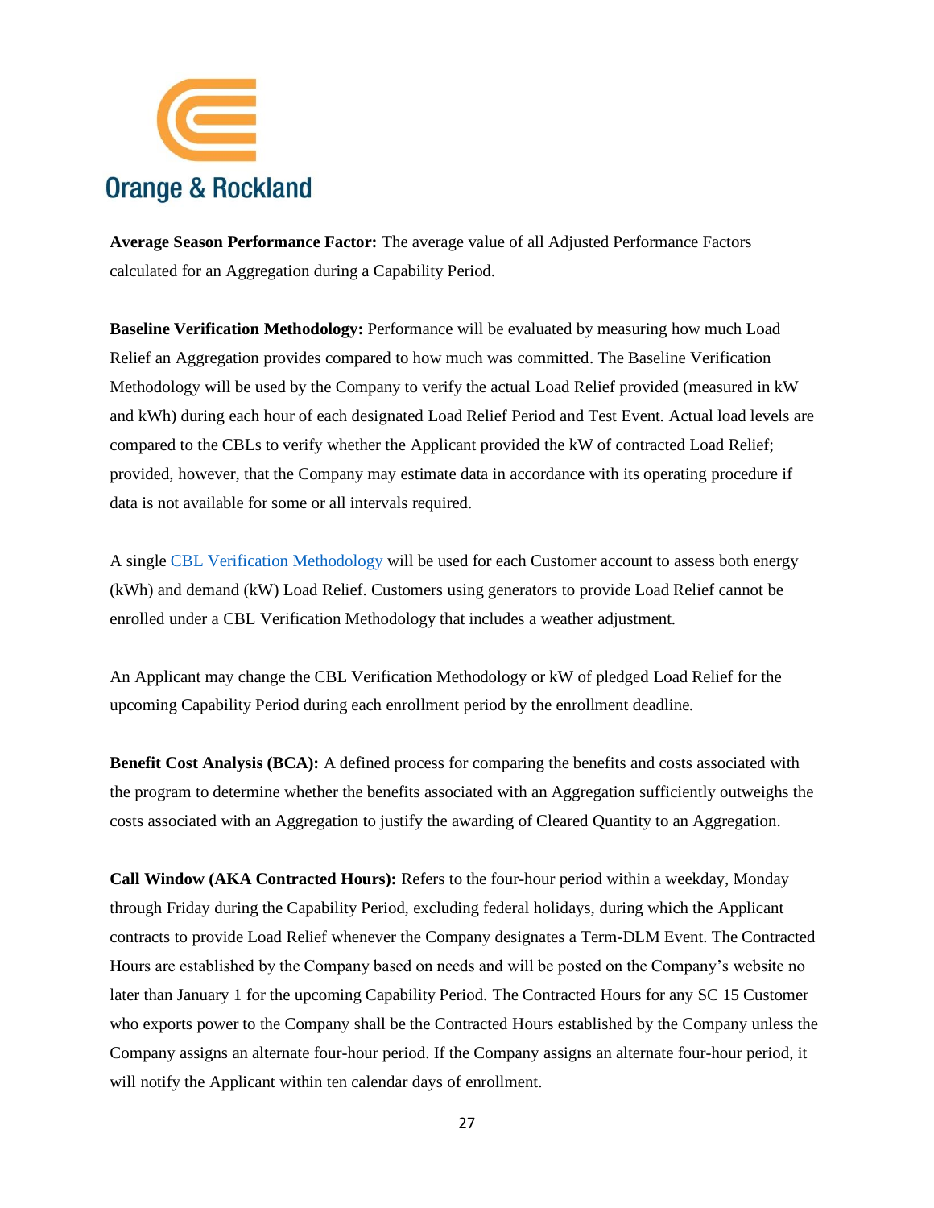**Average Season Performance Factor:** The average value of all Adjusted Performance Factors calculated for an Aggregation during a Capability Period.

**Baseline Verification Methodology:** Performance will be evaluated by measuring how much Load Relief an Aggregation provides compared to how much was committed. The Baseline Verification Methodology will be used by the Company to verify the actual Load Relief provided (measured in kW and kWh) during each hour of each designated Load Relief Period and Test Event. Actual load levels are compared to the CBLs to verify whether the Applicant provided the kW of contracted Load Relief; provided, however, that the Company may estimate data in accordance with its operating procedure if data is not available for some or all intervals required.

A single CBL Verification Methodology will be used for each Customer account to assess both energy (kWh) and demand (kW) Load Relief. Customers using generators to provide Load Relief cannot be enrolled under a CBL Verification Methodology that includes a weather adjustment.

An Applicant may change the CBL Verification Methodology or kW of pledged Load Relief for the upcoming Capability Period during each enrollment period by the enrollment deadline.

**Benefit Cost Analysis (BCA):** A defined process for comparing the benefits and costs associated with the program to determine whether the benefits associated with an Aggregation sufficiently outweighs the costs associated with an Aggregation to justify the awarding of Cleared Quantity to an Aggregation.

**Call Window (AKA Contracted Hours):** Refers to the four-hour period within a weekday, Monday through Friday during the Capability Period, excluding federal holidays, during which the Applicant contracts to provide Load Relief whenever the Company designates a Term-DLM Event. The Contracted Hours are established by the Company based on needs and will be posted on the Company's website no later than January 1 for the upcoming Capability Period. The Contracted Hours for any SC 15 Customer who exports power to the Company shall be the Contracted Hours established by the Company unless the Company assigns an alternate four-hour period. If the Company assigns an alternate four-hour period, it will notify the Applicant within ten calendar days of enrollment.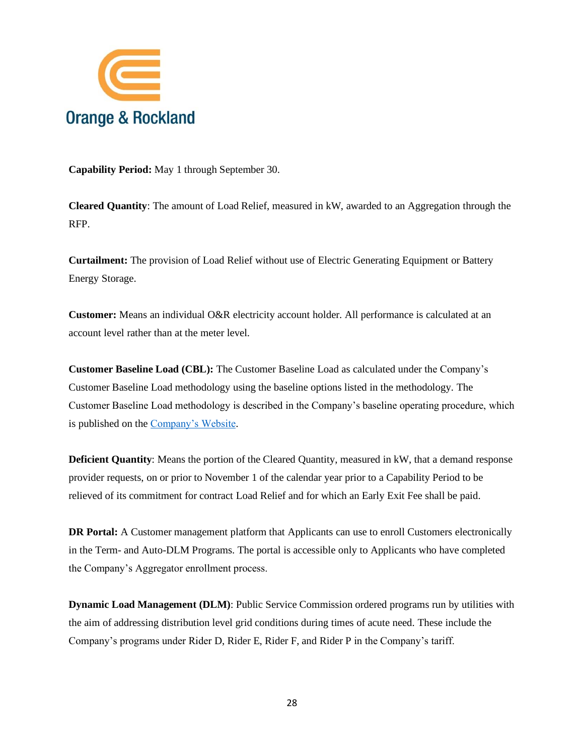**Capability Period:** May 1 through September 30.

**Cleared Quantity**: The amount of Load Relief, measured in kW, awarded to an Aggregation through the RFP.

**Curtailment:** The provision of Load Relief without use of Electric Generating Equipment or Battery Energy Storage.

**Customer:** Means an individual O&R electricity account holder. All performance is calculated at an account level rather than at the meter level.

**Customer Baseline Load (CBL):** The Customer Baseline Load as calculated under the Company's Customer Baseline Load methodology using the baseline options listed in the methodology. The Customer Baseline Load methodology is described in the Company's baseline operating procedure, which is published on the Company's Website.

**Deficient Quantity**: Means the portion of the Cleared Quantity, measured in kW, that a demand response provider requests, on or prior to November 1 of the calendar year prior to a Capability Period to be relieved of its commitment for contract Load Relief and for which an Early Exit Fee shall be paid.

**DR Portal:** A Customer management platform that Applicants can use to enroll Customers electronically in the Term- and Auto-DLM Programs. The portal is accessible only to Applicants who have completed the Company's Aggregator enrollment process.

**Dynamic Load Management (DLM)**: Public Service Commission ordered programs run by utilities with the aim of addressing distribution level grid conditions during times of acute need. These include the Company's programs under Rider D, Rider E, Rider F, and Rider P in the Company's tariff.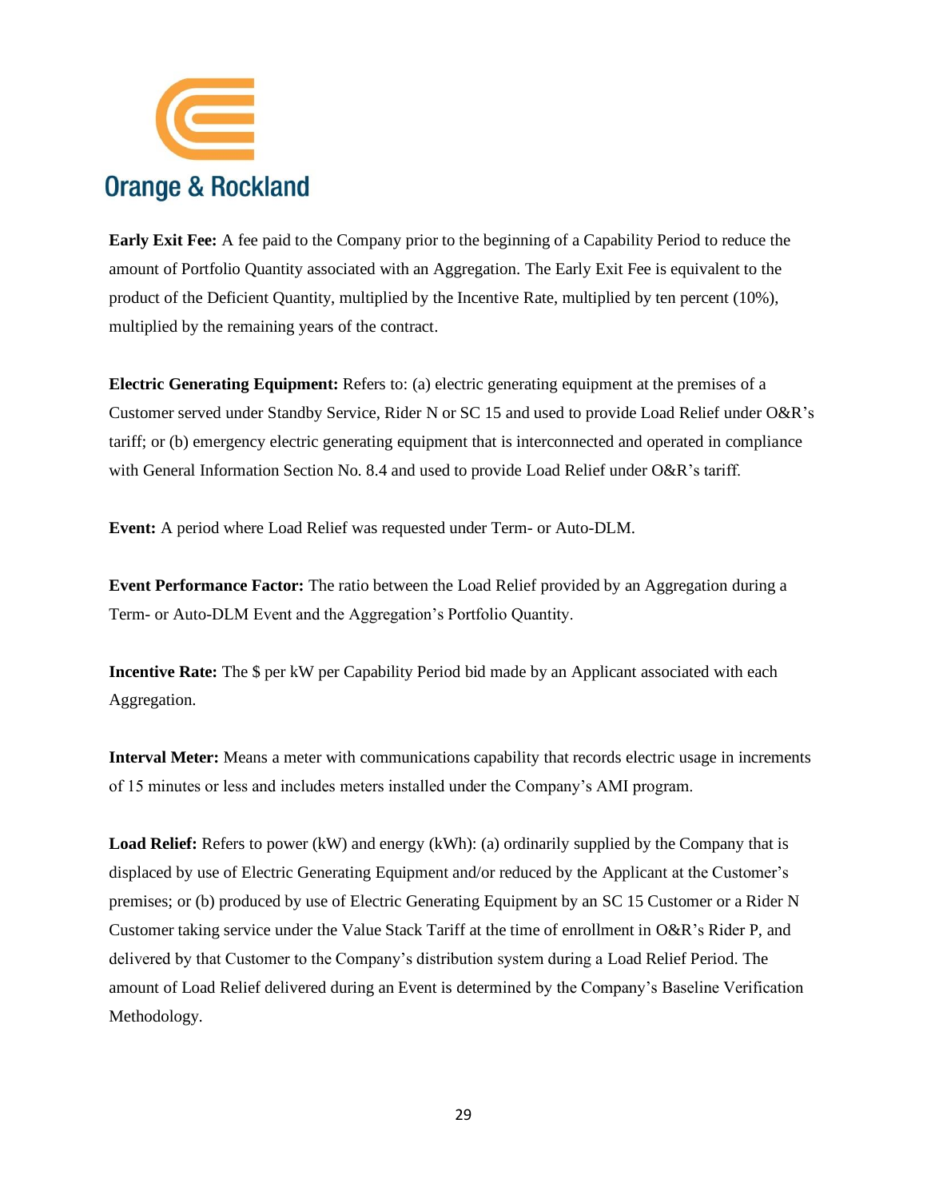**Early Exit Fee:** A fee paid to the Company prior to the beginning of a Capability Period to reduce the amount of Portfolio Quantity associated with an Aggregation. The Early Exit Fee is equivalent to the product of the Deficient Quantity, multiplied by the Incentive Rate, multiplied by ten percent (10%), multiplied by the remaining years of the contract.

**Electric Generating Equipment:** Refers to: (a) electric generating equipment at the premises of a Customer served under Standby Service, Rider N or SC 15 and used to provide Load Relief under O&R's tariff; or (b) emergency electric generating equipment that is interconnected and operated in compliance with General Information Section No. 8.4 and used to provide Load Relief under O&R's tariff.

**Event:** A period where Load Relief was requested under Term- or Auto-DLM.

**Event Performance Factor:** The ratio between the Load Relief provided by an Aggregation during a Term- or Auto-DLM Event and the Aggregation's Portfolio Quantity.

**Incentive Rate:** The $ per kW per Capability Period bid made by an Applicant associated with each Aggregation.

**Interval Meter:** Means a meter with communications capability that records electric usage in increments of 15 minutes or less and includes meters installed under the Company's AMI program.

**Load Relief:** Refers to power (kW) and energy (kWh): (a) ordinarily supplied by the Company that is displaced by use of Electric Generating Equipment and/or reduced by the Applicant at the Customer's premises; or (b) produced by use of Electric Generating Equipment by an SC 15 Customer or a Rider N Customer taking service under the Value Stack Tariff at the time of enrollment in O&R's Rider P, and delivered by that Customer to the Company's distribution system during a Load Relief Period. The amount of Load Relief delivered during an Event is determined by the Company's Baseline Verification Methodology.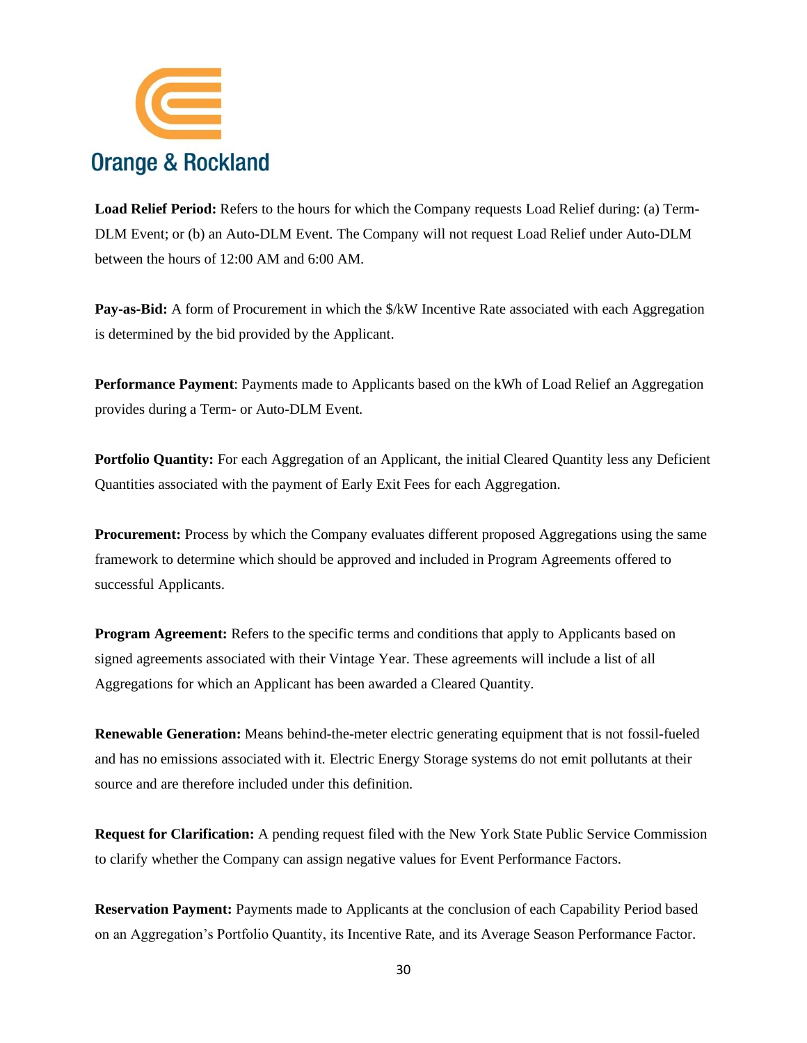**Load Relief Period:** Refers to the hours for which the Company requests Load Relief during: (a) Term-DLM Event; or (b) an Auto-DLM Event. The Company will not request Load Relief under Auto-DLM between the hours of 12:00 AM and 6:00 AM.

**Pay-as-Bid:** A form of Procurement in which the $/kW Incentive Rate associated with each Aggregation is determined by the bid provided by the Applicant.

**Performance Payment**: Payments made to Applicants based on the kWh of Load Relief an Aggregation provides during a Term- or Auto-DLM Event.

**Portfolio Quantity:** For each Aggregation of an Applicant, the initial Cleared Quantity less any Deficient Quantities associated with the payment of Early Exit Fees for each Aggregation.

**Procurement:** Process by which the Company evaluates different proposed Aggregations using the same framework to determine which should be approved and included in Program Agreements offered to successful Applicants.

**Program Agreement:** Refers to the specific terms and conditions that apply to Applicants based on signed agreements associated with their Vintage Year. These agreements will include a list of all Aggregations for which an Applicant has been awarded a Cleared Quantity.

**Renewable Generation:** Means behind-the-meter electric generating equipment that is not fossil-fueled and has no emissions associated with it. Electric Energy Storage systems do not emit pollutants at their source and are therefore included under this definition.

**Request for Clarification:** A pending request filed with the New York State Public Service Commission to clarify whether the Company can assign negative values for Event Performance Factors.

**Reservation Payment:** Payments made to Applicants at the conclusion of each Capability Period based on an Aggregation's Portfolio Quantity, its Incentive Rate, and its Average Season Performance Factor.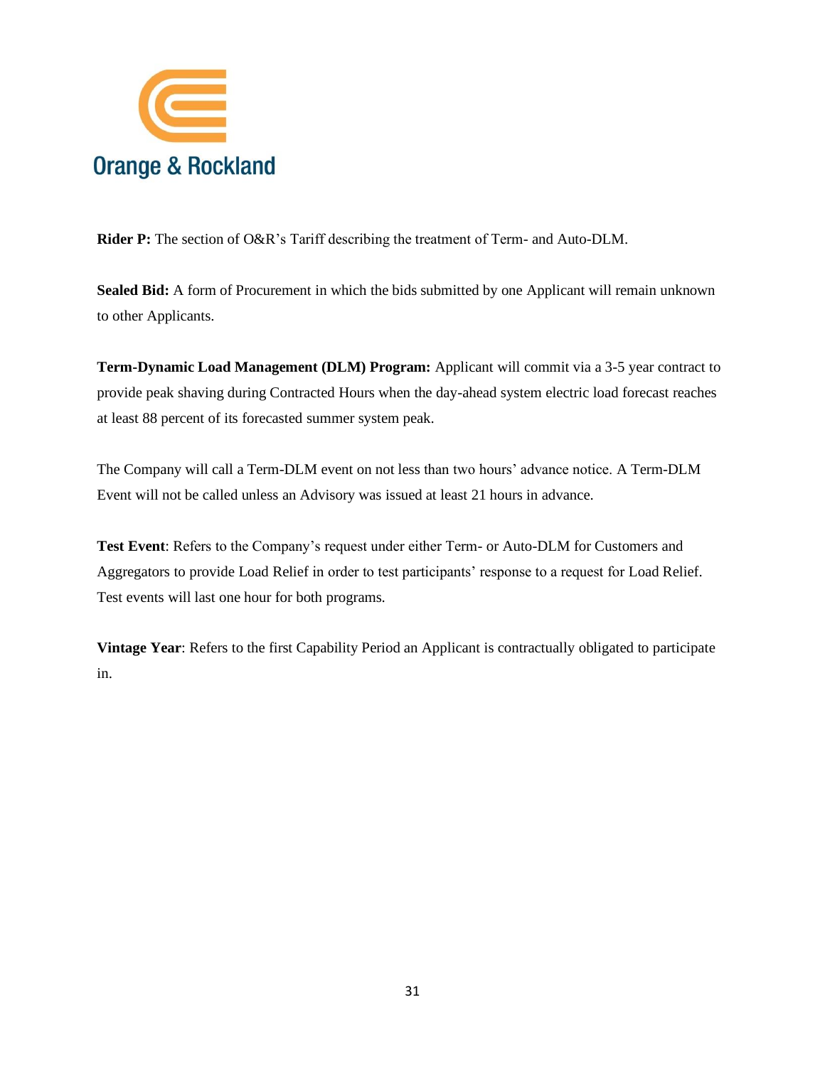**Rider P:** The section of O&R's Tariff describing the treatment of Term- and Auto-DLM.

**Sealed Bid:** A form of Procurement in which the bids submitted by one Applicant will remain unknown to other Applicants.

**Term-Dynamic Load Management (DLM) Program:** Applicant will commit via a 3-5 year contract to provide peak shaving during Contracted Hours when the day-ahead system electric load forecast reaches at least 88 percent of its forecasted summer system peak.

The Company will call a Term-DLM event on not less than two hours' advance notice. A Term-DLM Event will not be called unless an Advisory was issued at least 21 hours in advance.

**Test Event**: Refers to the Company's request under either Term- or Auto-DLM for Customers and Aggregators to provide Load Relief in order to test participants' response to a request for Load Relief. Test events will last one hour for both programs.

**Vintage Year**: Refers to the first Capability Period an Applicant is contractually obligated to participate in.